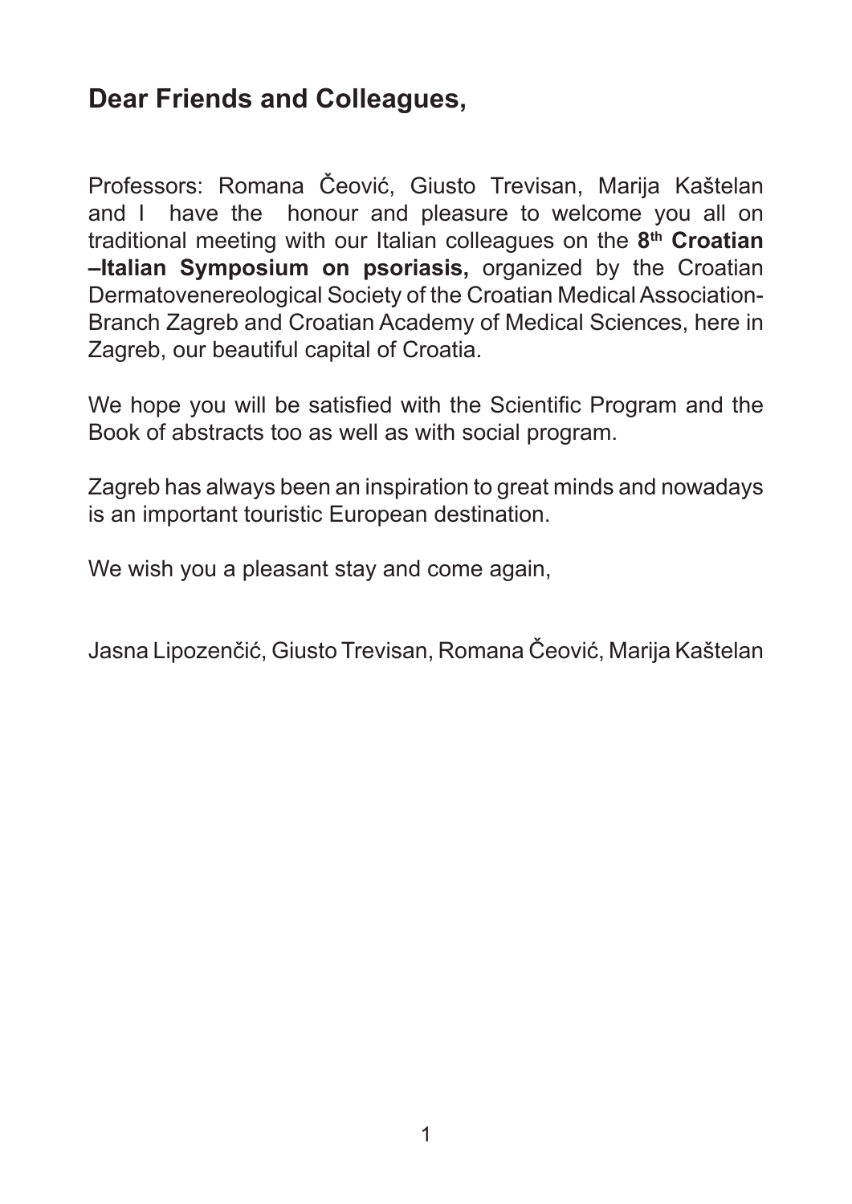## Dear Friends and Colleagues,

Professors: Romana Čeović, Giusto Trevisan, Marija Kaštelan and I have the honour and pleasure to welcome you all on traditional meeting with our Italian colleagues on the **8th Croatian –Italian Symposium on psoriasis,** organized by the Croatian Dermatovenereological Society of the Croatian Medical Association-Branch Zagreb and Croatian Academy of Medical Sciences, here in Zagreb, our beautiful capital of Croatia.

We hope you will be satisfied with the Scientific Program and the Book of abstracts too as well as with social program.

Zagreb has always been an inspiration to great minds and nowadays is an important touristic European destination.

We wish you a pleasant stay and come again,

Jasna Lipozenčić, Giusto Trevisan, Romana Čeović, Marija Kaštelan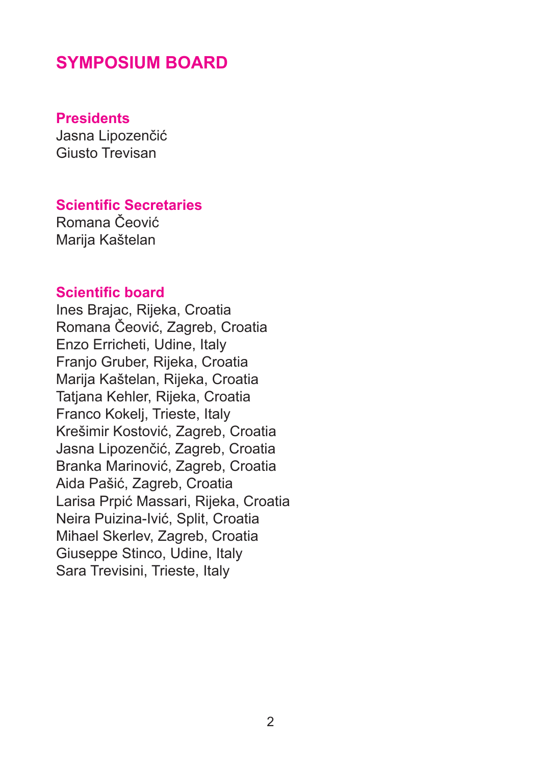# SYMPOSIUM BOARD

## Presidents

Jasna Lipozenčić
Giusto Trevisan

## Scientific Secretaries

Romana Čeović
Marija Kaštelan

## Scientific board

Ines Brajac, Rijeka, Croatia
Romana Čeović, Zagreb, Croatia
Enzo Erricheti, Udine, Italy
Franjo Gruber, Rijeka, Croatia
Marija Kaštelan, Rijeka, Croatia
Tatjana Kehler, Rijeka, Croatia
Franco Kokelj, Trieste, Italy
Krešimir Kostović, Zagreb, Croatia
Jasna Lipozenčić, Zagreb, Croatia
Branka Marinović, Zagreb, Croatia
Aida Pašić, Zagreb, Croatia
Larisa Prpić Massari, Rijeka, Croatia
Neira Puizina-Ivić, Split, Croatia
Mihael Skerlev, Zagreb, Croatia
Giuseppe Stinco, Udine, Italy
Sara Trevisini, Trieste, Italy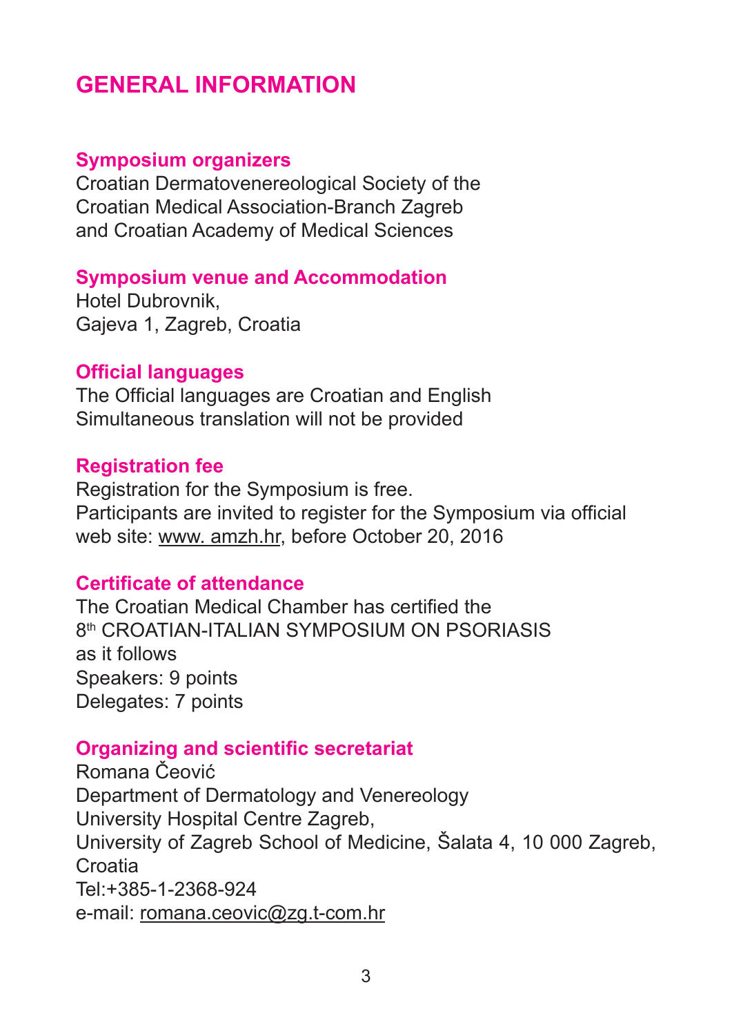# GENERAL INFORMATION

### Symposium organizers

Croatian Dermatovenereological Society of the Croatian Medical Association-Branch Zagreb and Croatian Academy of Medical Sciences

### Symposium venue and Accommodation

Hotel Dubrovnik,
Gajeva 1, Zagreb, Croatia

### Official languages

The Official languages are Croatian and English
Simultaneous translation will not be provided

### Registration fee

Registration for the Symposium is free.
Participants are invited to register for the Symposium via official web site: www. amzh.hr, before October 20, 2016

### Certificate of attendance

The Croatian Medical Chamber has certified the
8th CROATIAN-ITALIAN SYMPOSIUM ON PSORIASIS
as it follows
Speakers: 9 points
Delegates: 7 points

### Organizing and scientific secretariat

Romana Čeović
Department of Dermatology and Venereology
University Hospital Centre Zagreb,
University of Zagreb School of Medicine, Šalata 4, 10 000 Zagreb, Croatia
Tel:+385-1-2368-924
e-mail: romana.ceovic@zg.t-com.hr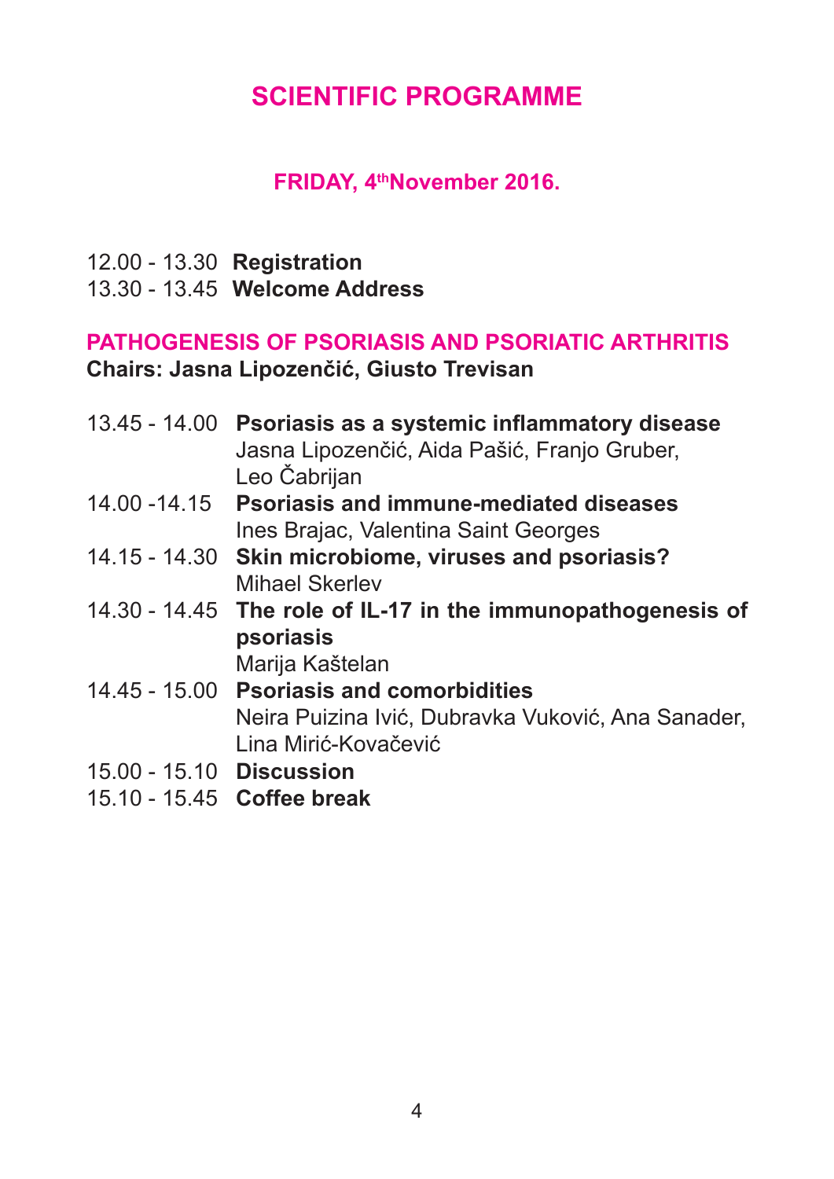# SCIENTIFIC PROGRAMME

## FRIDAY, 4th November 2016.

12.00 - 13.30 **Registration**
13.30 - 13.45 **Welcome Address**

### PATHOGENESIS OF PSORIASIS AND PSORIATIC ARTHRITIS

**Chairs: Jasna Lipozenčić, Giusto Trevisan**

13.45 - 14.00 **Psoriasis as a systemic inflammatory disease**
Jasna Lipozenčić, Aida Pašić, Franjo Gruber, Leo Čabrijan

14.00 -14.15 **Psoriasis and immune-mediated diseases**
Ines Brajac, Valentina Saint Georges

14.15 - 14.30 **Skin microbiome, viruses and psoriasis?**
Mihael Skerlev

14.30 - 14.45 **The role of IL-17 in the immunopathogenesis of psoriasis**
Marija Kaštelan

14.45 - 15.00 **Psoriasis and comorbidities**
Neira Puizina Ivić, Dubravka Vuković, Ana Sanader, Lina Mirić-Kovačević

15.00 - 15.10 **Discussion**
15.10 - 15.45 **Coffee break**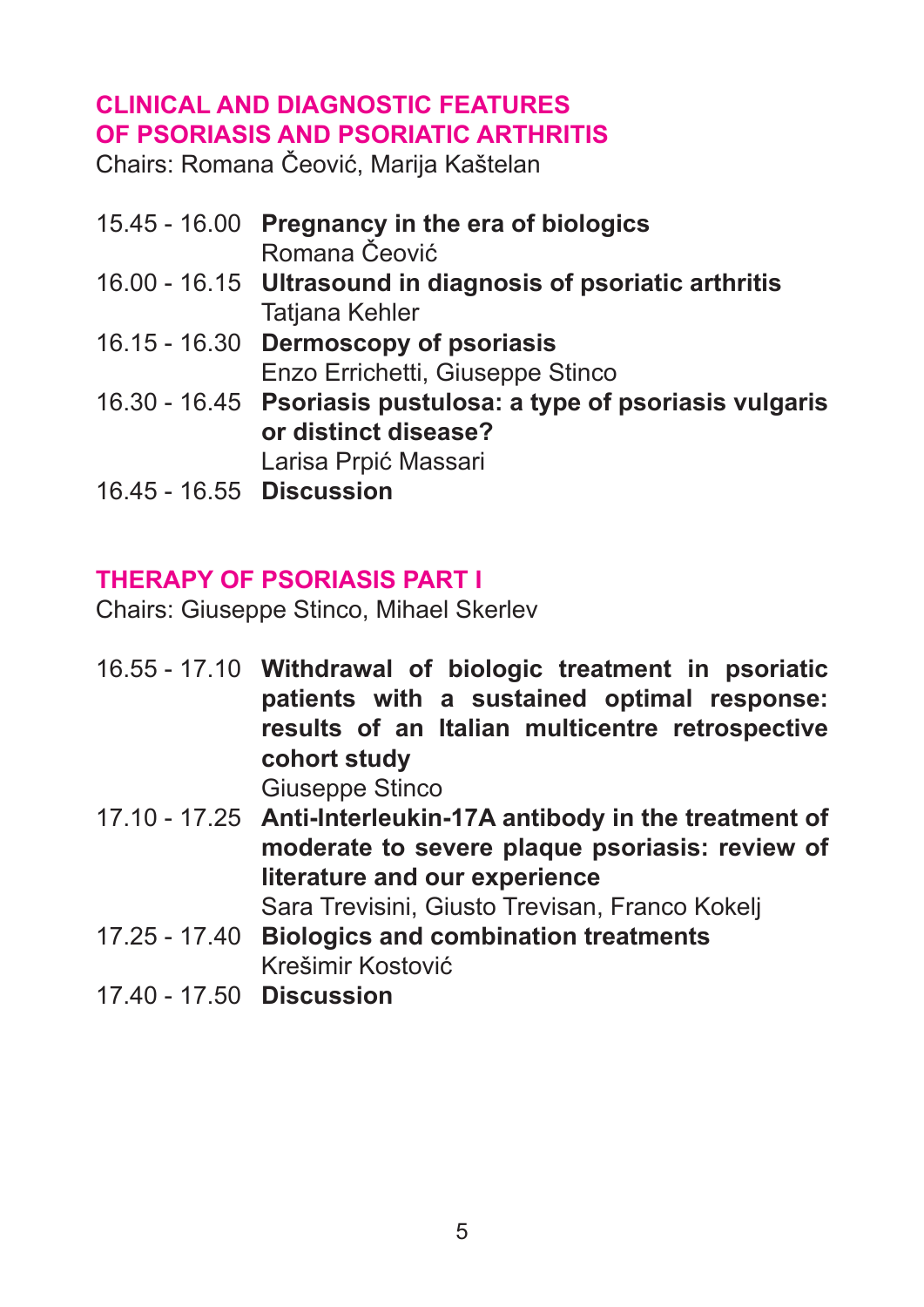## CLINICAL AND DIAGNOSTIC FEATURES OF PSORIASIS AND PSORIATIC ARTHRITIS

Chairs: Romana Čeović, Marija Kaštelan

15.45 - 16.00 **Pregnancy in the era of biologics**
Romana Čeović

16.00 - 16.15 **Ultrasound in diagnosis of psoriatic arthritis**
Tatjana Kehler

16.15 - 16.30 **Dermoscopy of psoriasis**
Enzo Errichetti, Giuseppe Stinco

16.30 - 16.45 **Psoriasis pustulosa: a type of psoriasis vulgaris or distinct disease?**
Larisa Prpić Massari

16.45 - 16.55 **Discussion**

## THERAPY OF PSORIASIS PART I

Chairs: Giuseppe Stinco, Mihael Skerlev

16.55 - 17.10 **Withdrawal of biologic treatment in psoriatic patients with a sustained optimal response: results of an Italian multicentre retrospective cohort study**
Giuseppe Stinco

17.10 - 17.25 **Anti-Interleukin-17A antibody in the treatment of moderate to severe plaque psoriasis: review of literature and our experience**
Sara Trevisini, Giusto Trevisan, Franco Kokelj

17.25 - 17.40 **Biologics and combination treatments**
Krešimir Kostović

17.40 - 17.50 **Discussion**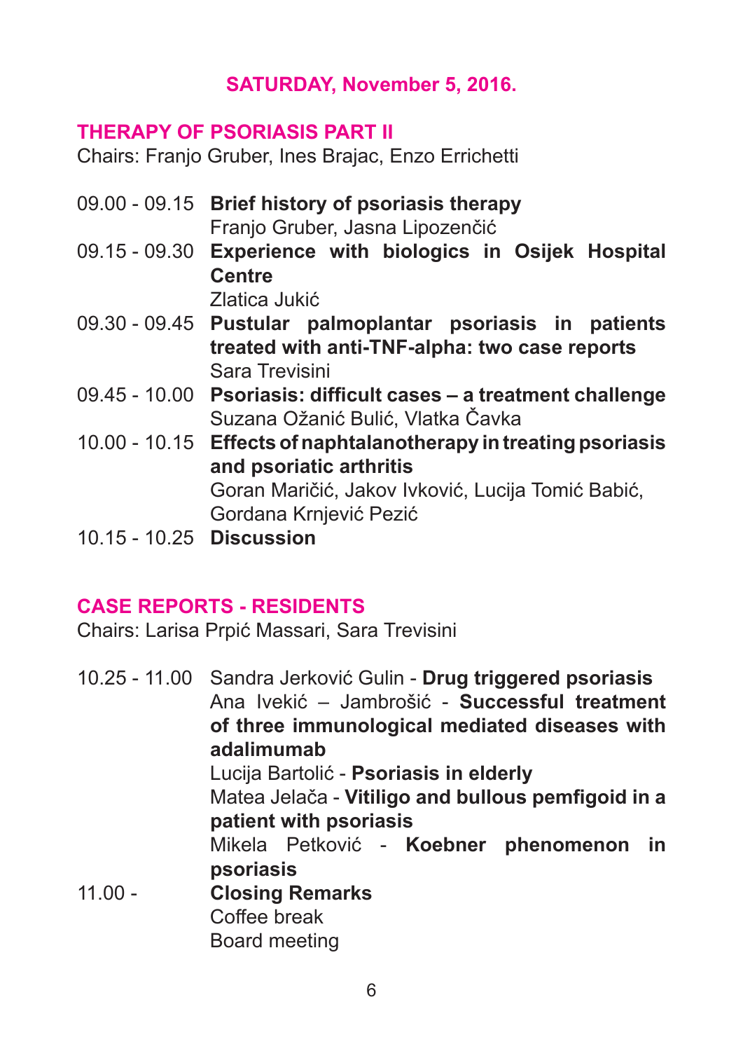## SATURDAY, November 5, 2016.

### THERAPY OF PSORIASIS PART II

Chairs: Franjo Gruber, Ines Brajac, Enzo Errichetti

09.00 - 09.15 **Brief history of psoriasis therapy**
Franjo Gruber, Jasna Lipozenčić

09.15 - 09.30 **Experience with biologics in Osijek Hospital Centre**
Zlatica Jukić

09.30 - 09.45 **Pustular palmoplantar psoriasis in patients treated with anti-TNF-alpha: two case reports**
Sara Trevisini

09.45 - 10.00 **Psoriasis: difficult cases – a treatment challenge**
Suzana Ožanić Bulić, Vlatka Čavka

10.00 - 10.15 **Effects of naphtalanotherapy in treating psoriasis and psoriatic arthritis**
Goran Maričić, Jakov Ivković, Lucija Tomić Babić, Gordana Krnjević Pezić

10.15 - 10.25 **Discussion**

### CASE REPORTS - RESIDENTS

Chairs: Larisa Prpić Massari, Sara Trevisini

10.25 - 11.00 Sandra Jerković Gulin - **Drug triggered psoriasis**
Ana Ivekić – Jambrošić - **Successful treatment of three immunological mediated diseases with adalimumab**
Lucija Bartolić - **Psoriasis in elderly**
Matea Jelača - **Vitiligo and bullous pemfigoid in a patient with psoriasis**
Mikela Petković - **Koebner phenomenon in psoriasis**

11.00 - **Closing Remarks**
Coffee break
Board meeting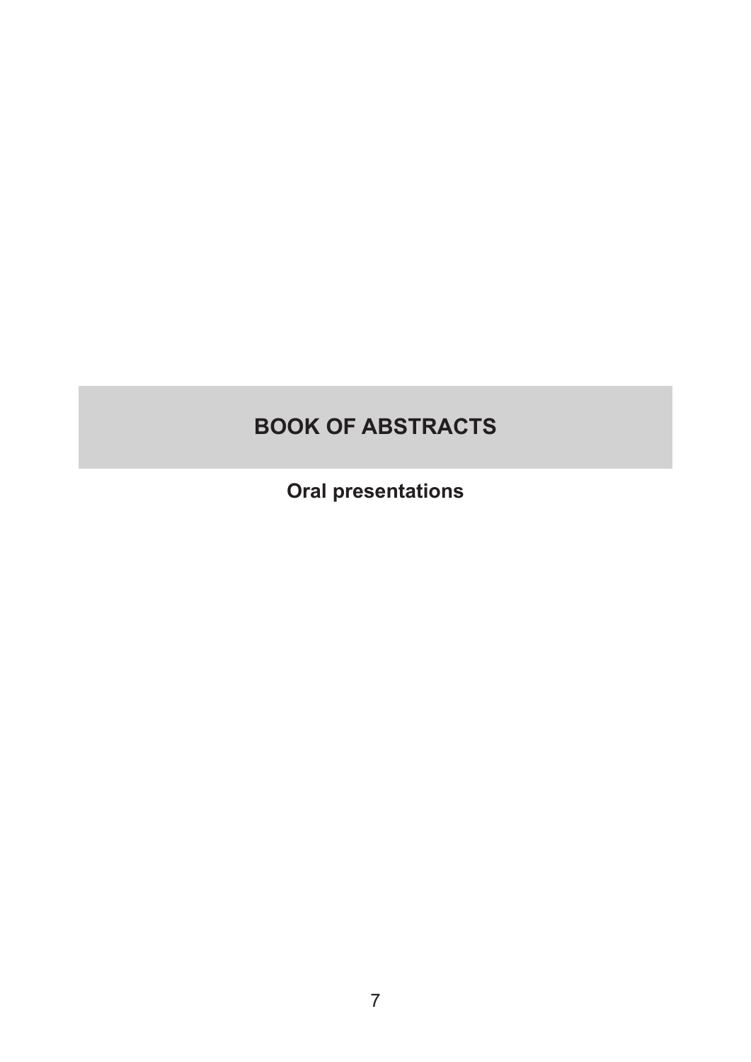# BOOK OF ABSTRACTS

## Oral presentations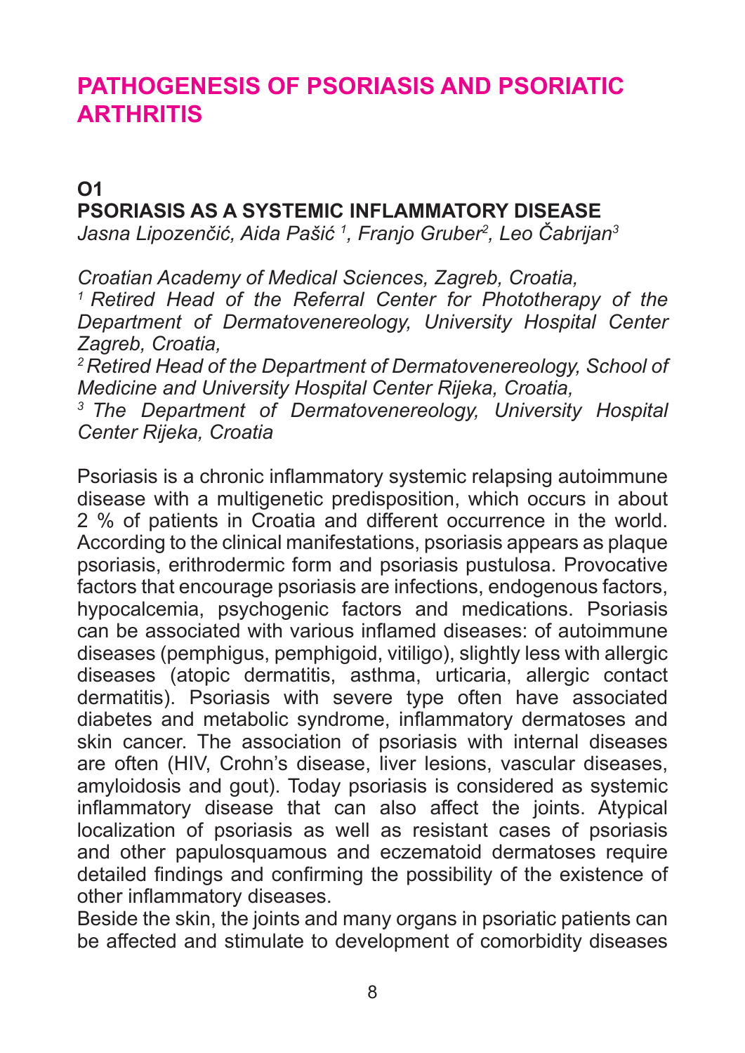# PATHOGENESIS OF PSORIASIS AND PSORIATIC ARTHRITIS

## O1
## PSORIASIS AS A SYSTEMIC INFLAMMATORY DISEASE

*Jasna Lipozenčić, Aida Pašić [1], Franjo Gruber[2], Leo Čabrijan[3]*

*Croatian Academy of Medical Sciences, Zagreb, Croatia,*
*[1] Retired Head of the Referral Center for Phototherapy of the Department of Dermatovenereology, University Hospital Center Zagreb, Croatia,*
*[2] Retired Head of the Department of Dermatovenereology, School of Medicine and University Hospital Center Rijeka, Croatia,*
*[3] The Department of Dermatovenereology, University Hospital Center Rijeka, Croatia*

Psoriasis is a chronic inflammatory systemic relapsing autoimmune disease with a multigenetic predisposition, which occurs in about 2 % of patients in Croatia and different occurrence in the world. According to the clinical manifestations, psoriasis appears as plaque psoriasis, erithrodermic form and psoriasis pustulosa. Provocative factors that encourage psoriasis are infections, endogenous factors, hypocalcemia, psychogenic factors and medications. Psoriasis can be associated with various inflamed diseases: of autoimmune diseases (pemphigus, pemphigoid, vitiligo), slightly less with allergic diseases (atopic dermatitis, asthma, urticaria, allergic contact dermatitis). Psoriasis with severe type often have associated diabetes and metabolic syndrome, inflammatory dermatoses and skin cancer. The association of psoriasis with internal diseases are often (HIV, Crohn's disease, liver lesions, vascular diseases, amyloidosis and gout). Today psoriasis is considered as systemic inflammatory disease that can also affect the joints. Atypical localization of psoriasis as well as resistant cases of psoriasis and other papulosquamous and eczematoid dermatoses require detailed findings and confirming the possibility of the existence of other inflammatory diseases.

Beside the skin, the joints and many organs in psoriatic patients can be affected and stimulate to development of comorbidity diseases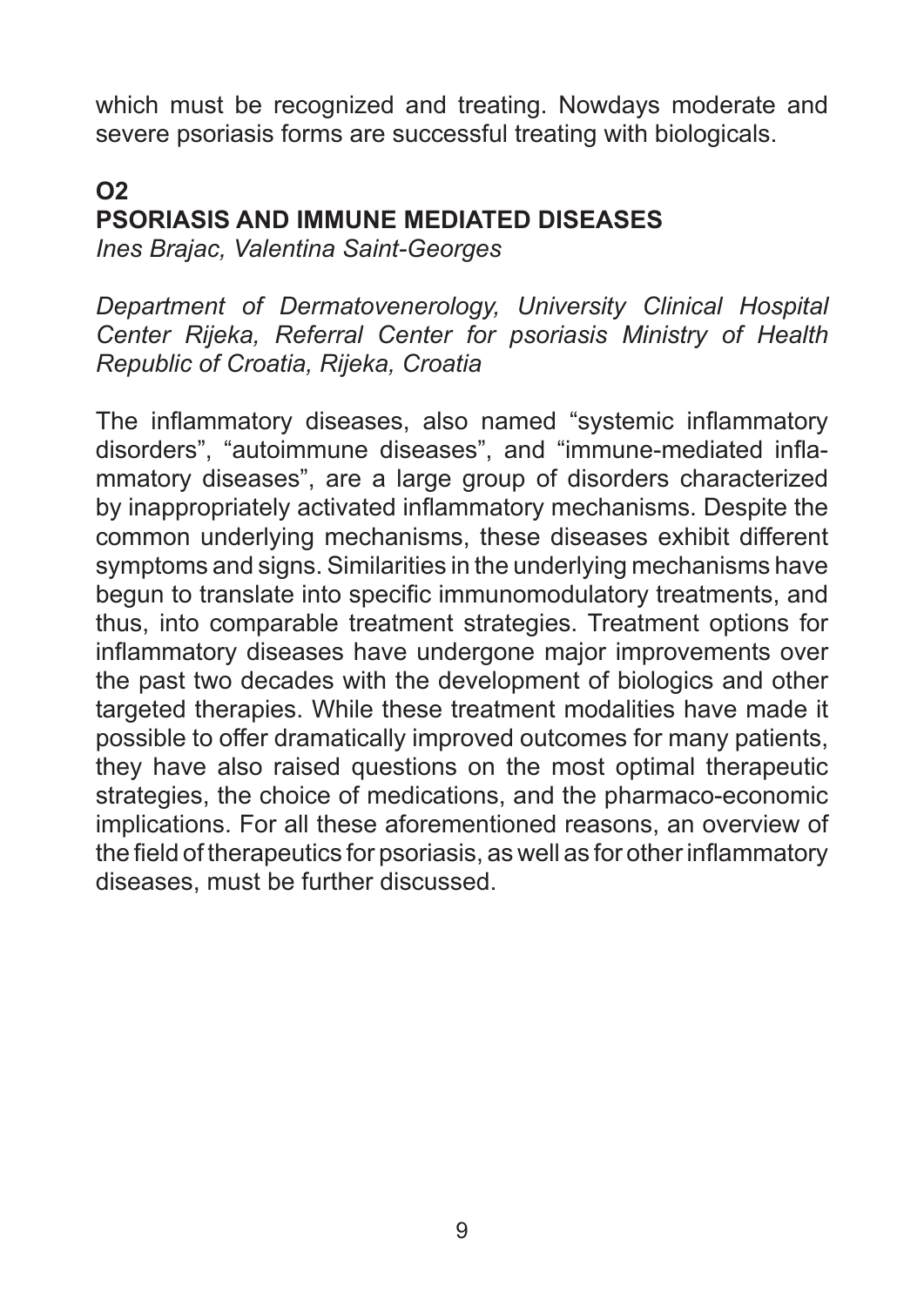which must be recognized and treating. Nowdays moderate and severe psoriasis forms are successful treating with biologicals.

## O2
## PSORIASIS AND IMMUNE MEDIATED DISEASES

*Ines Brajac, Valentina Saint-Georges*

*Department of Dermatovenerology, University Clinical Hospital Center Rijeka, Referral Center for psoriasis Ministry of Health Republic of Croatia, Rijeka, Croatia*

The inflammatory diseases, also named “systemic inflammatory disorders”, “autoimmune diseases”, and “immune-mediated inflammatory diseases”, are a large group of disorders characterized by inappropriately activated inflammatory mechanisms. Despite the common underlying mechanisms, these diseases exhibit different symptoms and signs. Similarities in the underlying mechanisms have begun to translate into specific immunomodulatory treatments, and thus, into comparable treatment strategies. Treatment options for inflammatory diseases have undergone major improvements over the past two decades with the development of biologics and other targeted therapies. While these treatment modalities have made it possible to offer dramatically improved outcomes for many patients, they have also raised questions on the most optimal therapeutic strategies, the choice of medications, and the pharmaco-economic implications. For all these aforementioned reasons, an overview of the field of therapeutics for psoriasis, as well as for other inflammatory diseases, must be further discussed.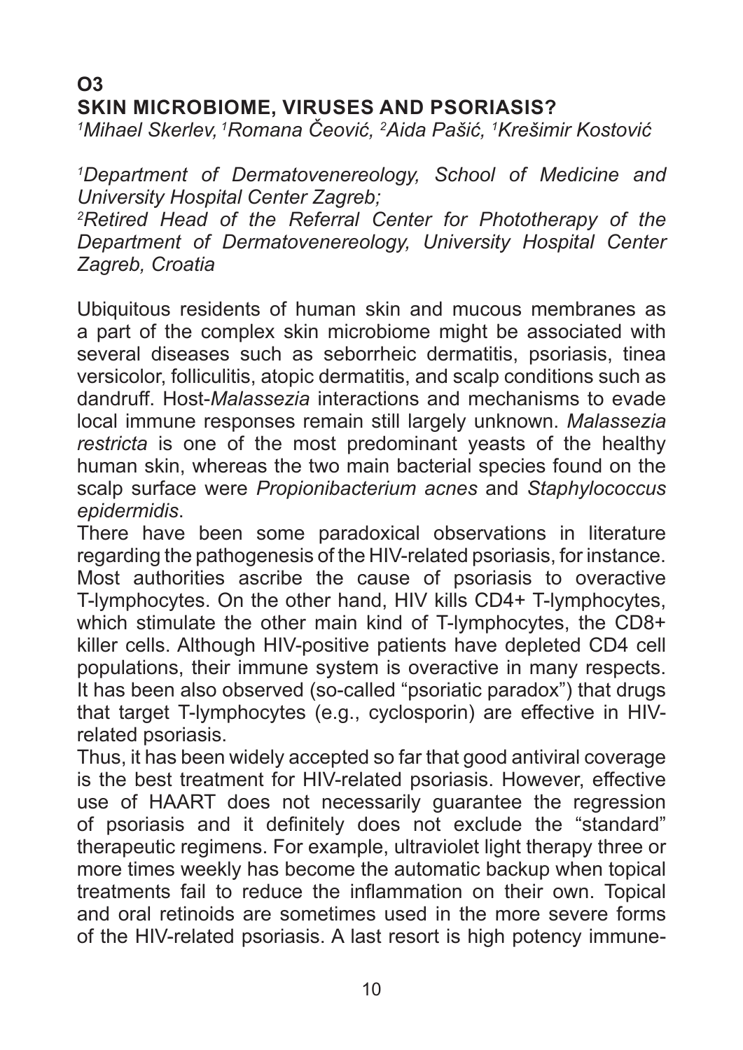## O3
## SKIN MICROBIOME, VIRUSES AND PSORIASIS?

*[1]Mihael Skerlev, [1]Romana Čeović, [2]Aida Pašić, [1]Krešimir Kostović*

*[1]Department of Dermatovenereology, School of Medicine and University Hospital Center Zagreb;*
*[2]Retired Head of the Referral Center for Phototherapy of the Department of Dermatovenereology, University Hospital Center Zagreb, Croatia*

Ubiquitous residents of human skin and mucous membranes as a part of the complex skin microbiome might be associated with several diseases such as seborrheic dermatitis, psoriasis, tinea versicolor, folliculitis, atopic dermatitis, and scalp conditions such as dandruff. Host-*Malassezia* interactions and mechanisms to evade local immune responses remain still largely unknown. *Malassezia restricta* is one of the most predominant yeasts of the healthy human skin, whereas the two main bacterial species found on the scalp surface were *Propionibacterium acnes* and *Staphylococcus epidermidis*.

There have been some paradoxical observations in literature regarding the pathogenesis of the HIV-related psoriasis, for instance. Most authorities ascribe the cause of psoriasis to overactive T-lymphocytes. On the other hand, HIV kills CD4+ T-lymphocytes, which stimulate the other main kind of T-lymphocytes, the CD8+ killer cells. Although HIV-positive patients have depleted CD4 cell populations, their immune system is overactive in many respects. It has been also observed (so-called "psoriatic paradox") that drugs that target T-lymphocytes (e.g., cyclosporin) are effective in HIV-related psoriasis.

Thus, it has been widely accepted so far that good antiviral coverage is the best treatment for HIV-related psoriasis. However, effective use of HAART does not necessarily guarantee the regression of psoriasis and it definitely does not exclude the "standard" therapeutic regimens. For example, ultraviolet light therapy three or more times weekly has become the automatic backup when topical treatments fail to reduce the inflammation on their own. Topical and oral retinoids are sometimes used in the more severe forms of the HIV-related psoriasis. A last resort is high potency immune-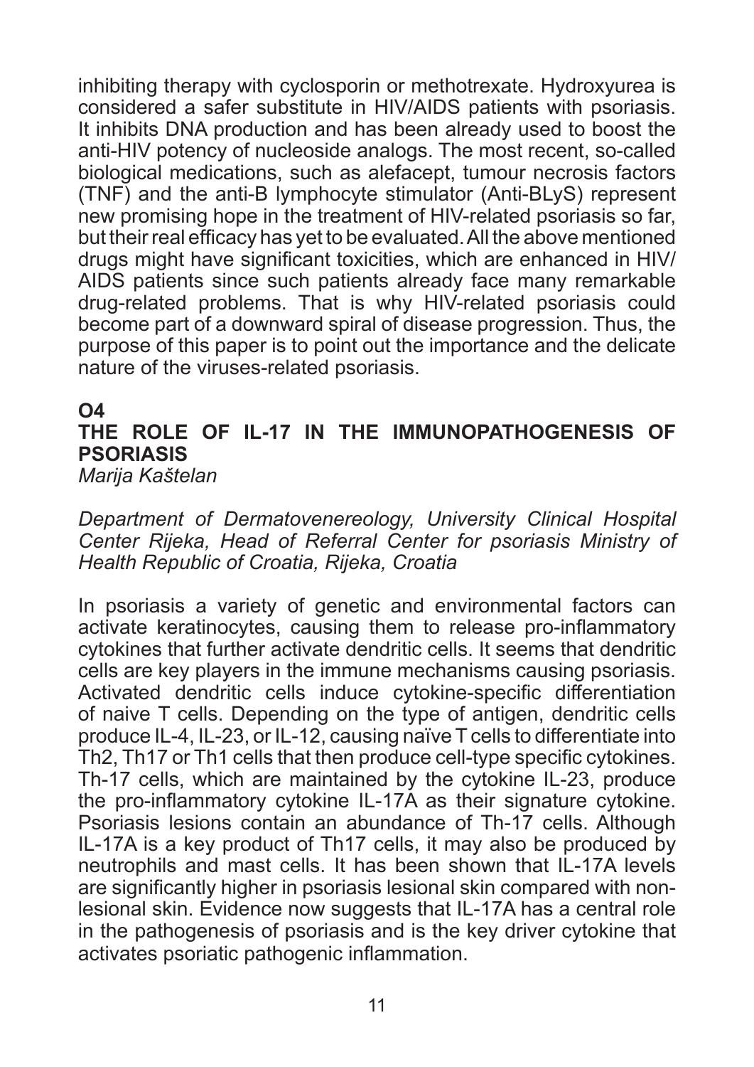inhibiting therapy with cyclosporin or methotrexate. Hydroxyurea is considered a safer substitute in HIV/AIDS patients with psoriasis. It inhibits DNA production and has been already used to boost the anti-HIV potency of nucleoside analogs. The most recent, so-called biological medications, such as alefacept, tumour necrosis factors (TNF) and the anti-B lymphocyte stimulator (Anti-BLyS) represent new promising hope in the treatment of HIV-related psoriasis so far, but their real efficacy has yet to be evaluated. All the above mentioned drugs might have significant toxicities, which are enhanced in HIV/AIDS patients since such patients already face many remarkable drug-related problems. That is why HIV-related psoriasis could become part of a downward spiral of disease progression. Thus, the purpose of this paper is to point out the importance and the delicate nature of the viruses-related psoriasis.

**O4**

## THE ROLE OF IL-17 IN THE IMMUNOPATHOGENESIS OF PSORIASIS

*Marija Kaštelan*

*Department of Dermatovenereology, University Clinical Hospital Center Rijeka, Head of Referral Center for psoriasis Ministry of Health Republic of Croatia, Rijeka, Croatia*

In psoriasis a variety of genetic and environmental factors can activate keratinocytes, causing them to release pro-inflammatory cytokines that further activate dendritic cells. It seems that dendritic cells are key players in the immune mechanisms causing psoriasis. Activated dendritic cells induce cytokine-specific differentiation of naive T cells. Depending on the type of antigen, dendritic cells produce IL-4, IL-23, or IL-12, causing naïve T cells to differentiate into Th2, Th17 or Th1 cells that then produce cell-type specific cytokines. Th-17 cells, which are maintained by the cytokine IL-23, produce the pro-inflammatory cytokine IL-17A as their signature cytokine. Psoriasis lesions contain an abundance of Th-17 cells. Although IL-17A is a key product of Th17 cells, it may also be produced by neutrophils and mast cells. It has been shown that IL-17A levels are significantly higher in psoriasis lesional skin compared with non-lesional skin. Evidence now suggests that IL-17A has a central role in the pathogenesis of psoriasis and is the key driver cytokine that activates psoriatic pathogenic inflammation.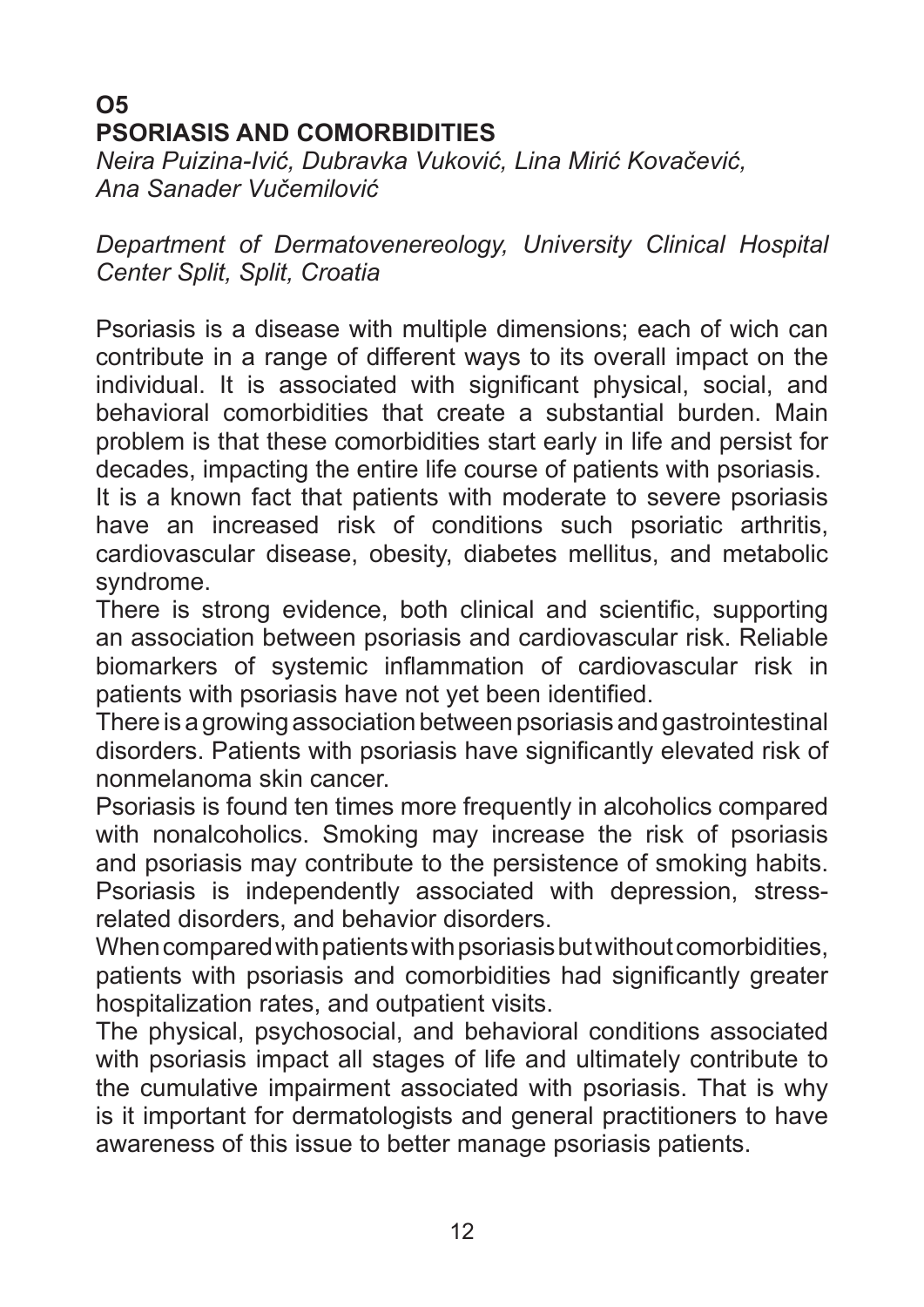## O5
## PSORIASIS AND COMORBIDITIES

*Neira Puizina-Ivić, Dubravka Vuković, Lina Mirić Kovačević, Ana Sanader Vučemilović*

*Department of Dermatovenereology, University Clinical Hospital Center Split, Split, Croatia*

Psoriasis is a disease with multiple dimensions; each of wich can contribute in a range of different ways to its overall impact on the individual. It is associated with significant physical, social, and behavioral comorbidities that create a substantial burden. Main problem is that these comorbidities start early in life and persist for decades, impacting the entire life course of patients with psoriasis.

It is a known fact that patients with moderate to severe psoriasis have an increased risk of conditions such psoriatic arthritis, cardiovascular disease, obesity, diabetes mellitus, and metabolic syndrome.

There is strong evidence, both clinical and scientific, supporting an association between psoriasis and cardiovascular risk. Reliable biomarkers of systemic inflammation of cardiovascular risk in patients with psoriasis have not yet been identified.

There is a growing association between psoriasis and gastrointestinal disorders. Patients with psoriasis have significantly elevated risk of nonmelanoma skin cancer.

Psoriasis is found ten times more frequently in alcoholics compared with nonalcoholics. Smoking may increase the risk of psoriasis and psoriasis may contribute to the persistence of smoking habits. Psoriasis is independently associated with depression, stress-related disorders, and behavior disorders.

When compared with patients with psoriasis but without comorbidities, patients with psoriasis and comorbidities had significantly greater hospitalization rates, and outpatient visits.

The physical, psychosocial, and behavioral conditions associated with psoriasis impact all stages of life and ultimately contribute to the cumulative impairment associated with psoriasis. That is why is it important for dermatologists and general practitioners to have awareness of this issue to better manage psoriasis patients.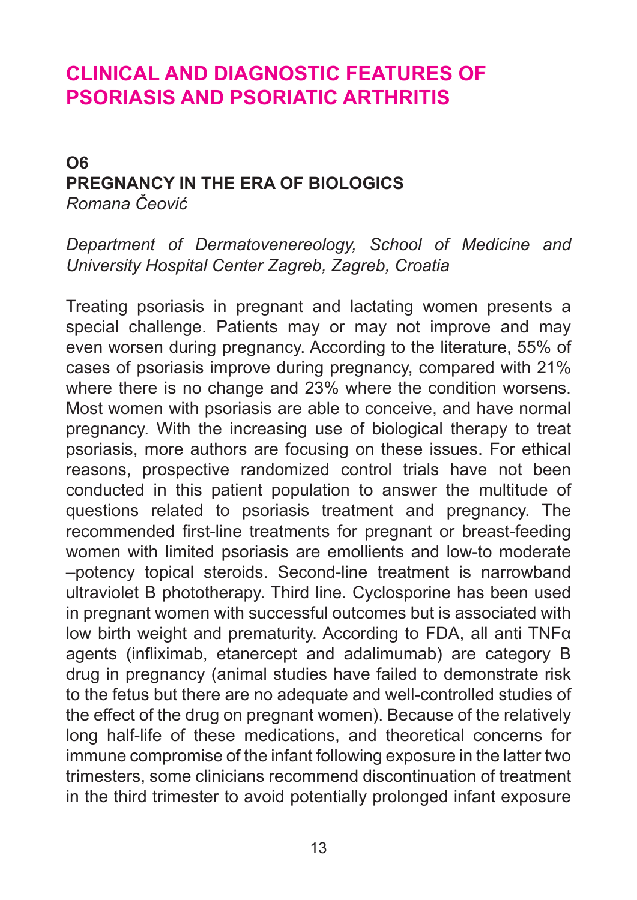# CLINICAL AND DIAGNOSTIC FEATURES OF PSORIASIS AND PSORIATIC ARTHRITIS

## O6
## PREGNANCY IN THE ERA OF BIOLOGICS

*Romana Čeović*

*Department of Dermatovenereology, School of Medicine and University Hospital Center Zagreb, Zagreb, Croatia*

Treating psoriasis in pregnant and lactating women presents a special challenge. Patients may or may not improve and may even worsen during pregnancy. According to the literature, 55% of cases of psoriasis improve during pregnancy, compared with 21% where there is no change and 23% where the condition worsens. Most women with psoriasis are able to conceive, and have normal pregnancy. With the increasing use of biological therapy to treat psoriasis, more authors are focusing on these issues. For ethical reasons, prospective randomized control trials have not been conducted in this patient population to answer the multitude of questions related to psoriasis treatment and pregnancy. The recommended first-line treatments for pregnant or breast-feeding women with limited psoriasis are emollients and low-to moderate –potency topical steroids. Second-line treatment is narrowband ultraviolet B phototherapy. Third line. Cyclosporine has been used in pregnant women with successful outcomes but is associated with low birth weight and prematurity. According to FDA, all anti TNFα agents (infliximab, etanercept and adalimumab) are category B drug in pregnancy (animal studies have failed to demonstrate risk to the fetus but there are no adequate and well-controlled studies of the effect of the drug on pregnant women). Because of the relatively long half-life of these medications, and theoretical concerns for immune compromise of the infant following exposure in the latter two trimesters, some clinicians recommend discontinuation of treatment in the third trimester to avoid potentially prolonged infant exposure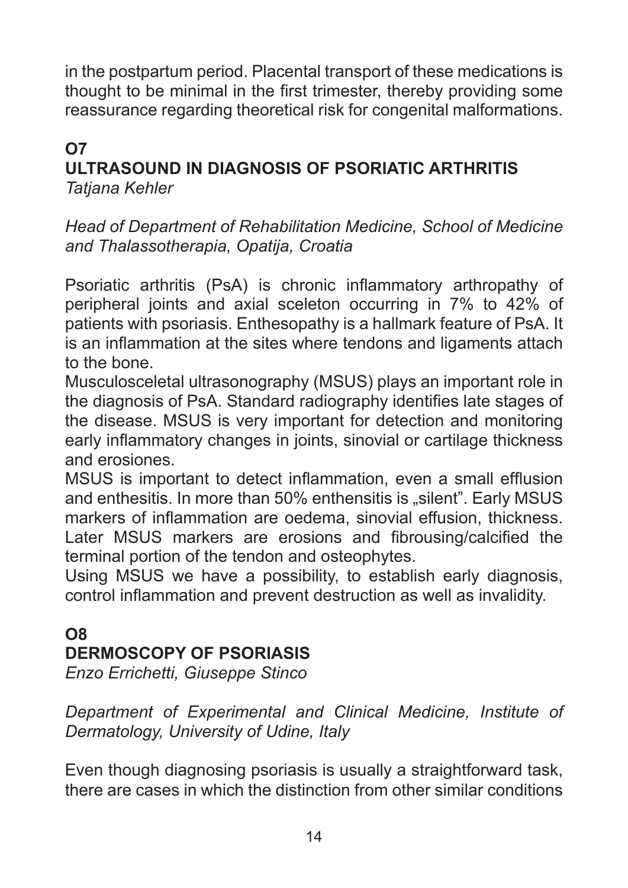in the postpartum period. Placental transport of these medications is thought to be minimal in the first trimester, thereby providing some reassurance regarding theoretical risk for congenital malformations.

## O7
## ULTRASOUND IN DIAGNOSIS OF PSORIATIC ARTHRITIS

*Tatjana Kehler*

*Head of Department of Rehabilitation Medicine, School of Medicine and Thalassotherapia, Opatija, Croatia*

Psoriatic arthritis (PsA) is chronic inflammatory arthropathy of peripheral joints and axial sceleton occurring in 7% to 42% of patients with psoriasis. Enthesopathy is a hallmark feature of PsA. It is an inflammation at the sites where tendons and ligaments attach to the bone.

Musculosceletal ultrasonography (MSUS) plays an important role in the diagnosis of PsA. Standard radiography identifies late stages of the disease. MSUS is very important for detection and monitoring early inflammatory changes in joints, sinovial or cartilage thickness and erosiones.

MSUS is important to detect inflammation, even a small efflusion and enthesitis. In more than 50% enthensitis is „silent". Early MSUS markers of inflammation are oedema, sinovial effusion, thickness. Later MSUS markers are erosions and fibrousing/calcified the terminal portion of the tendon and osteophytes.

Using MSUS we have a possibility, to establish early diagnosis, control inflammation and prevent destruction as well as invalidity.

## O8
## DERMOSCOPY OF PSORIASIS

*Enzo Errichetti, Giuseppe Stinco*

*Department of Experimental and Clinical Medicine, Institute of Dermatology, University of Udine, Italy*

Even though diagnosing psoriasis is usually a straightforward task, there are cases in which the distinction from other similar conditions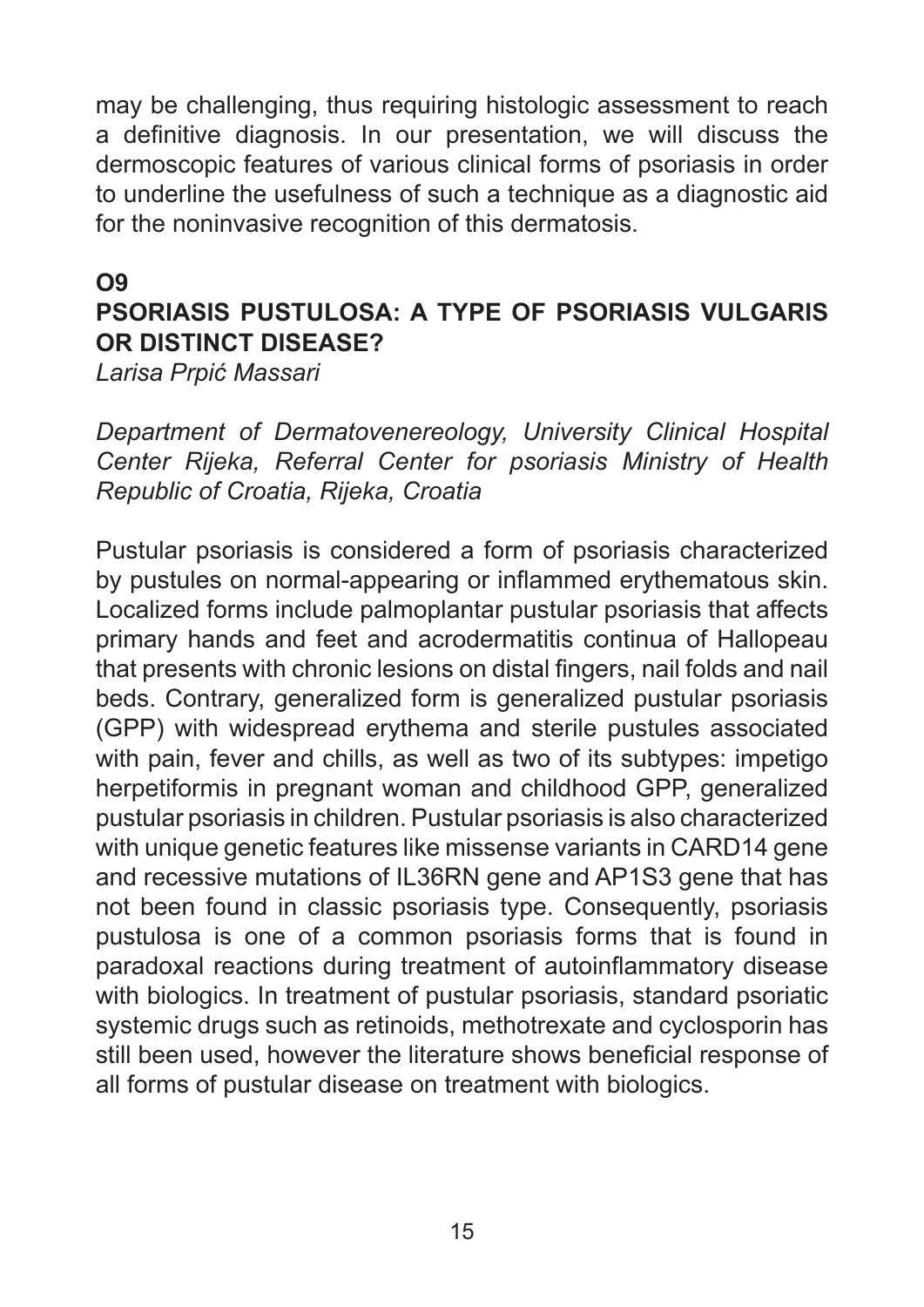may be challenging, thus requiring histologic assessment to reach a definitive diagnosis. In our presentation, we will discuss the dermoscopic features of various clinical forms of psoriasis in order to underline the usefulness of such a technique as a diagnostic aid for the noninvasive recognition of this dermatosis.

## O9
## PSORIASIS PUSTULOSA: A TYPE OF PSORIASIS VULGARIS OR DISTINCT DISEASE?

*Larisa Prpić Massari*

*Department of Dermatovenereology, University Clinical Hospital Center Rijeka, Referral Center for psoriasis Ministry of Health Republic of Croatia, Rijeka, Croatia*

Pustular psoriasis is considered a form of psoriasis characterized by pustules on normal-appearing or inflammed erythematous skin. Localized forms include palmoplantar pustular psoriasis that affects primary hands and feet and acrodermatitis continua of Hallopeau that presents with chronic lesions on distal fingers, nail folds and nail beds. Contrary, generalized form is generalized pustular psoriasis (GPP) with widespread erythema and sterile pustules associated with pain, fever and chills, as well as two of its subtypes: impetigo herpetiformis in pregnant woman and childhood GPP, generalized pustular psoriasis in children. Pustular psoriasis is also characterized with unique genetic features like missense variants in CARD14 gene and recessive mutations of IL36RN gene and AP1S3 gene that has not been found in classic psoriasis type. Consequently, psoriasis pustulosa is one of a common psoriasis forms that is found in paradoxal reactions during treatment of autoinflammatory disease with biologics. In treatment of pustular psoriasis, standard psoriatic systemic drugs such as retinoids, methotrexate and cyclosporin has still been used, however the literature shows beneficial response of all forms of pustular disease on treatment with biologics.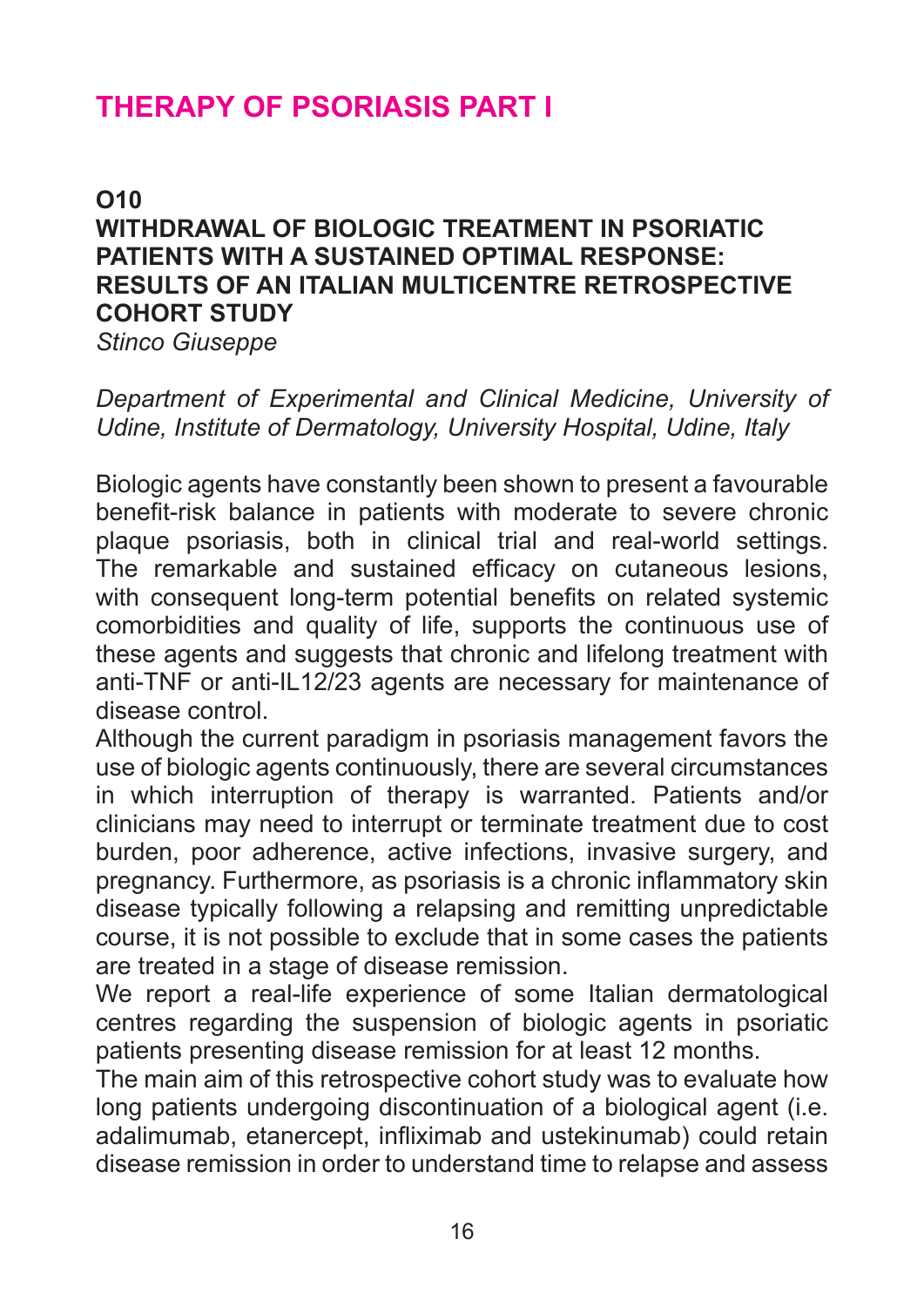# THERAPY OF PSORIASIS PART I

## O10
## WITHDRAWAL OF BIOLOGIC TREATMENT IN PSORIATIC PATIENTS WITH A SUSTAINED OPTIMAL RESPONSE: RESULTS OF AN ITALIAN MULTICENTRE RETROSPECTIVE COHORT STUDY

*Stinco Giuseppe*

*Department of Experimental and Clinical Medicine, University of Udine, Institute of Dermatology, University Hospital, Udine, Italy*

Biologic agents have constantly been shown to present a favourable benefit-risk balance in patients with moderate to severe chronic plaque psoriasis, both in clinical trial and real-world settings. The remarkable and sustained efficacy on cutaneous lesions, with consequent long-term potential benefits on related systemic comorbidities and quality of life, supports the continuous use of these agents and suggests that chronic and lifelong treatment with anti-TNF or anti-IL12/23 agents are necessary for maintenance of disease control.

Although the current paradigm in psoriasis management favors the use of biologic agents continuously, there are several circumstances in which interruption of therapy is warranted. Patients and/or clinicians may need to interrupt or terminate treatment due to cost burden, poor adherence, active infections, invasive surgery, and pregnancy. Furthermore, as psoriasis is a chronic inflammatory skin disease typically following a relapsing and remitting unpredictable course, it is not possible to exclude that in some cases the patients are treated in a stage of disease remission.

We report a real-life experience of some Italian dermatological centres regarding the suspension of biologic agents in psoriatic patients presenting disease remission for at least 12 months.

The main aim of this retrospective cohort study was to evaluate how long patients undergoing discontinuation of a biological agent (i.e. adalimumab, etanercept, infliximab and ustekinumab) could retain disease remission in order to understand time to relapse and assess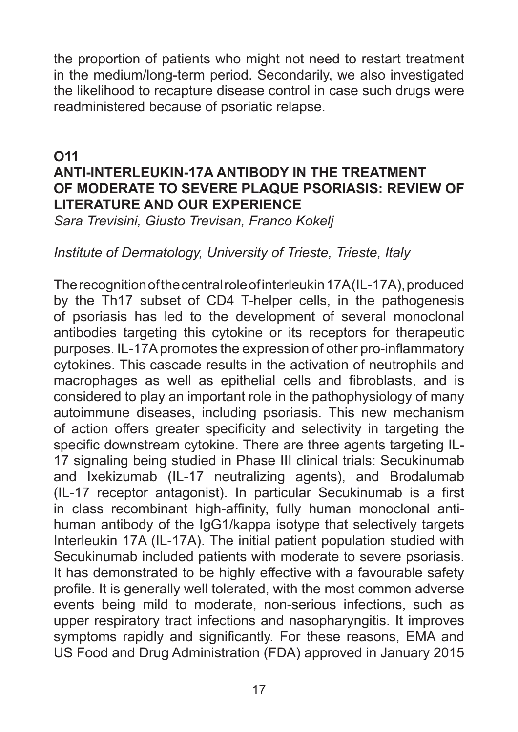the proportion of patients who might not need to restart treatment in the medium/long-term period. Secondarily, we also investigated the likelihood to recapture disease control in case such drugs were readministered because of psoriatic relapse.

## O11
## ANTI-INTERLEUKIN-17A ANTIBODY IN THE TREATMENT OF MODERATE TO SEVERE PLAQUE PSORIASIS: REVIEW OF LITERATURE AND OUR EXPERIENCE

*Sara Trevisini, Giusto Trevisan, Franco Kokelj*

*Institute of Dermatology, University of Trieste, Trieste, Italy*

The recognition of the central role of interleukin 17A (IL-17A), produced by the Th17 subset of CD4 T-helper cells, in the pathogenesis of psoriasis has led to the development of several monoclonal antibodies targeting this cytokine or its receptors for therapeutic purposes. IL-17A promotes the expression of other pro-inflammatory cytokines. This cascade results in the activation of neutrophils and macrophages as well as epithelial cells and fibroblasts, and is considered to play an important role in the pathophysiology of many autoimmune diseases, including psoriasis. This new mechanism of action offers greater specificity and selectivity in targeting the specific downstream cytokine. There are three agents targeting IL-17 signaling being studied in Phase III clinical trials: Secukinumab and Ixekizumab (IL-17 neutralizing agents), and Brodalumab (IL-17 receptor antagonist). In particular Secukinumab is a first in class recombinant high-affinity, fully human monoclonal anti-human antibody of the IgG1/kappa isotype that selectively targets Interleukin 17A (IL-17A). The initial patient population studied with Secukinumab included patients with moderate to severe psoriasis. It has demonstrated to be highly effective with a favourable safety profile. It is generally well tolerated, with the most common adverse events being mild to moderate, non-serious infections, such as upper respiratory tract infections and nasopharyngitis. It improves symptoms rapidly and significantly. For these reasons, EMA and US Food and Drug Administration (FDA) approved in January 2015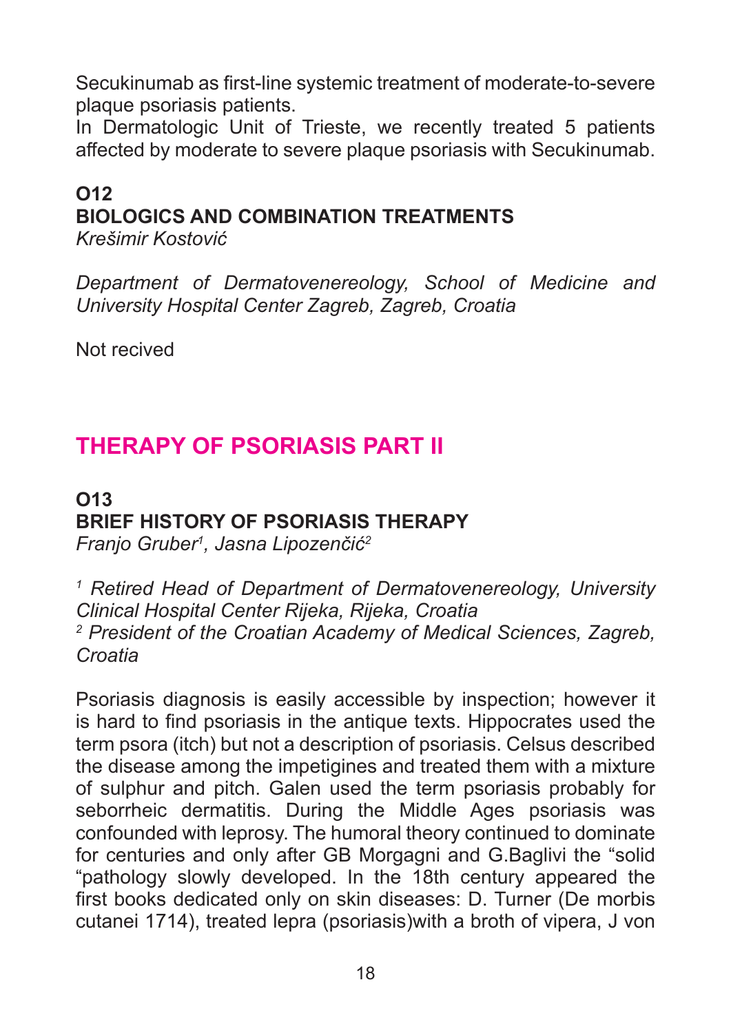Secukinumab as first-line systemic treatment of moderate-to-severe plaque psoriasis patients.

In Dermatologic Unit of Trieste, we recently treated 5 patients affected by moderate to severe plaque psoriasis with Secukinumab.

### O12
### BIOLOGICS AND COMBINATION TREATMENTS

*Krešimir Kostović*

*Department of Dermatovenereology, School of Medicine and University Hospital Center Zagreb, Zagreb, Croatia*

Not recived

## THERAPY OF PSORIASIS PART II

### O13
### BRIEF HISTORY OF PSORIASIS THERAPY

*Franjo Gruber[1], Jasna Lipozenčić[2]*

*[1] Retired Head of Department of Dermatovenereology, University Clinical Hospital Center Rijeka, Rijeka, Croatia*
*[2] President of the Croatian Academy of Medical Sciences, Zagreb, Croatia*

Psoriasis diagnosis is easily accessible by inspection; however it is hard to find psoriasis in the antique texts. Hippocrates used the term psora (itch) but not a description of psoriasis. Celsus described the disease among the impetigines and treated them with a mixture of sulphur and pitch. Galen used the term psoriasis probably for seborrheic dermatitis. During the Middle Ages psoriasis was confounded with leprosy. The humoral theory continued to dominate for centuries and only after GB Morgagni and G.Baglivi the "solid "pathology slowly developed. In the 18th century appeared the first books dedicated only on skin diseases: D. Turner (De morbis cutanei 1714), treated lepra (psoriasis)with a broth of vipera, J von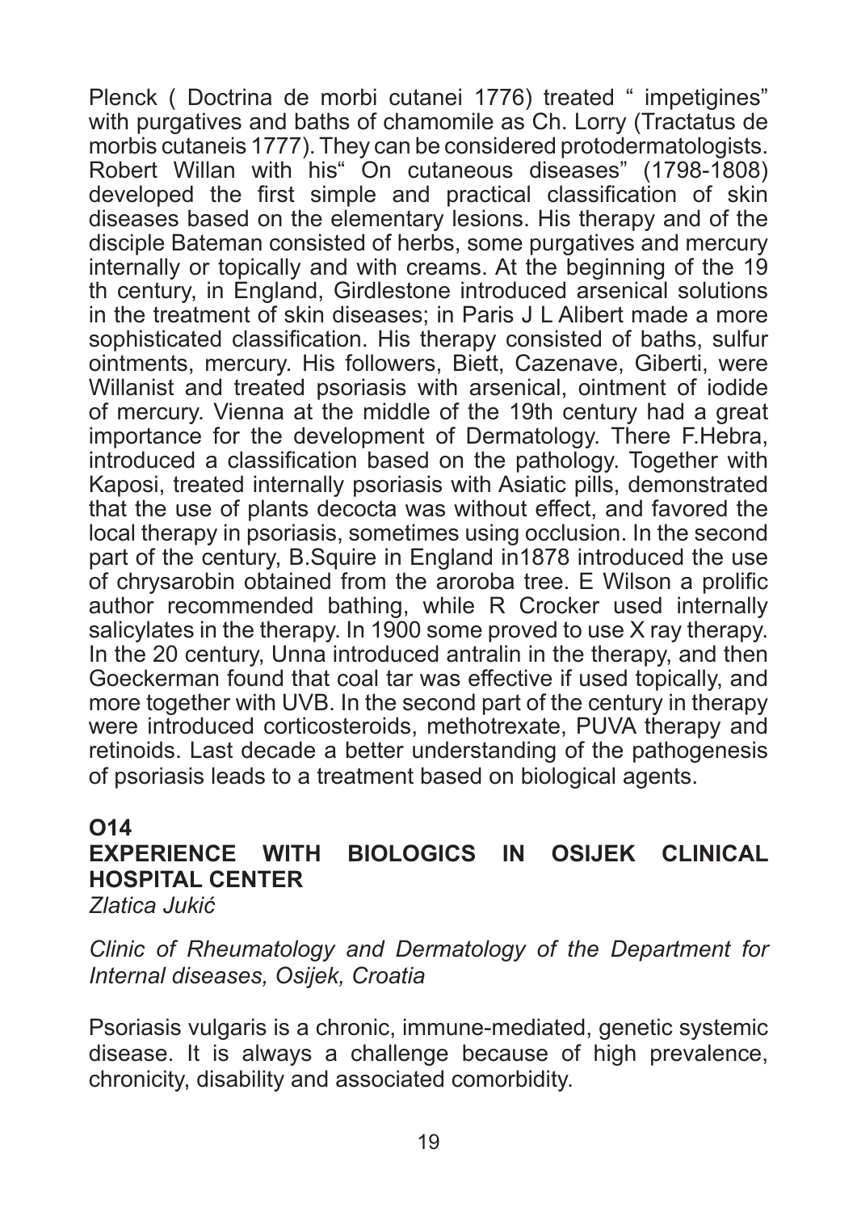Plenck ( Doctrina de morbi cutanei 1776) treated " impetigines" with purgatives and baths of chamomile as Ch. Lorry (Tractatus de morbis cutaneis 1777). They can be considered protodermatologists. Robert Willan with his" On cutaneous diseases" (1798-1808) developed the first simple and practical classification of skin diseases based on the elementary lesions. His therapy and of the disciple Bateman consisted of herbs, some purgatives and mercury internally or topically and with creams. At the beginning of the 19 th century, in England, Girdlestone introduced arsenical solutions in the treatment of skin diseases; in Paris J L Alibert made a more sophisticated classification. His therapy consisted of baths, sulfur ointments, mercury. His followers, Biett, Cazenave, Giberti, were Willanist and treated psoriasis with arsenical, ointment of iodide of mercury. Vienna at the middle of the 19th century had a great importance for the development of Dermatology. There F.Hebra, introduced a classification based on the pathology. Together with Kaposi, treated internally psoriasis with Asiatic pills, demonstrated that the use of plants decocta was without effect, and favored the local therapy in psoriasis, sometimes using occlusion. In the second part of the century, B.Squire in England in1878 introduced the use of chrysarobin obtained from the araroba tree. E Wilson a prolific author recommended bathing, while R Crocker used internally salicylates in the therapy. In 1900 some proved to use X ray therapy. In the 20 century, Unna introduced antralin in the therapy, and then Goeckerman found that coal tar was effective if used topically, and more together with UVB. In the second part of the century in therapy were introduced corticosteroids, methotrexate, PUVA therapy and retinoids. Last decade a better understanding of the pathogenesis of psoriasis leads to a treatment based on biological agents.

## O14
## EXPERIENCE WITH BIOLOGICS IN OSIJEK CLINICAL HOSPITAL CENTER

*Zlatica Jukić*

*Clinic of Rheumatology and Dermatology of the Department for Internal diseases, Osijek, Croatia*

Psoriasis vulgaris is a chronic, immune-mediated, genetic systemic disease. It is always a challenge because of high prevalence, chronicity, disability and associated comorbidity.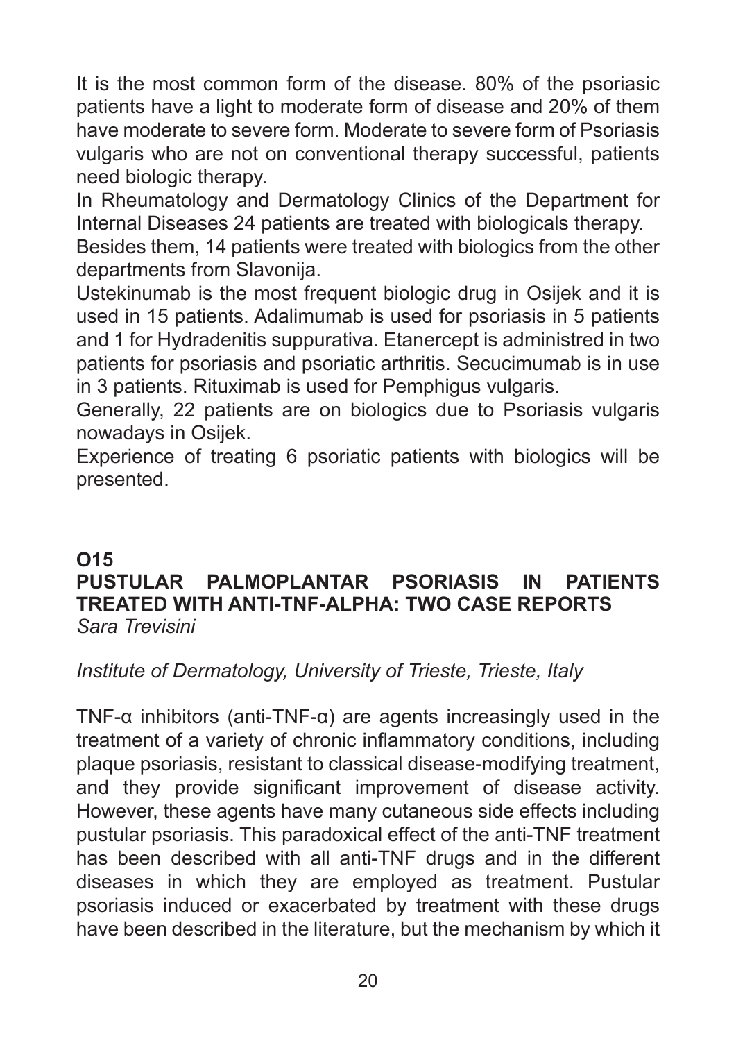It is the most common form of the disease. 80% of the psoriasic patients have a light to moderate form of disease and 20% of them have moderate to severe form. Moderate to severe form of Psoriasis vulgaris who are not on conventional therapy successful, patients need biologic therapy.

In Rheumatology and Dermatology Clinics of the Department for Internal Diseases 24 patients are treated with biologicals therapy.

Besides them, 14 patients were treated with biologics from the other departments from Slavonija.

Ustekinumab is the most frequent biologic drug in Osijek and it is used in 15 patients. Adalimumab is used for psoriasis in 5 patients and 1 for Hydradenitis suppurativa. Etanercept is administred in two patients for psoriasis and psoriatic arthritis. Secucimumab is in use in 3 patients. Rituximab is used for Pemphigus vulgaris.

Generally, 22 patients are on biologics due to Psoriasis vulgaris nowadays in Osijek.

Experience of treating 6 psoriatic patients with biologics will be presented.

## O15

## PUSTULAR PALMOPLANTAR PSORIASIS IN PATIENTS TREATED WITH ANTI-TNF-ALPHA: TWO CASE REPORTS

*Sara Trevisini*

*Institute of Dermatology, University of Trieste, Trieste, Italy*

TNF-α inhibitors (anti-TNF-α) are agents increasingly used in the treatment of a variety of chronic inflammatory conditions, including plaque psoriasis, resistant to classical disease-modifying treatment, and they provide significant improvement of disease activity. However, these agents have many cutaneous side effects including pustular psoriasis. This paradoxical effect of the anti-TNF treatment has been described with all anti-TNF drugs and in the different diseases in which they are employed as treatment. Pustular psoriasis induced or exacerbated by treatment with these drugs have been described in the literature, but the mechanism by which it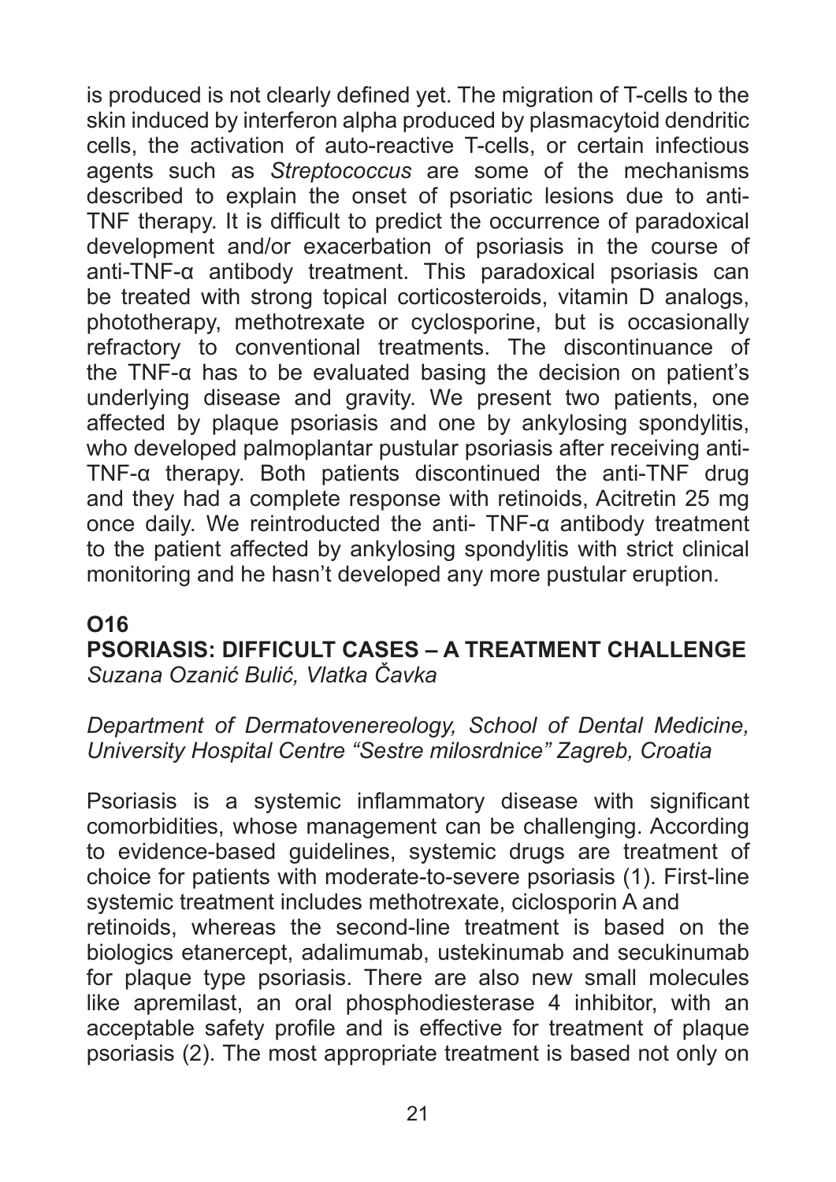is produced is not clearly defined yet. The migration of T-cells to the skin induced by interferon alpha produced by plasmacytoid dendritic cells, the activation of auto-reactive T-cells, or certain infectious agents such as *Streptococcus* are some of the mechanisms described to explain the onset of psoriatic lesions due to anti-TNF therapy. It is difficult to predict the occurrence of paradoxical development and/or exacerbation of psoriasis in the course of anti-TNF-α antibody treatment. This paradoxical psoriasis can be treated with strong topical corticosteroids, vitamin D analogs, phototherapy, methotrexate or cyclosporine, but is occasionally refractory to conventional treatments. The discontinuance of the TNF-α has to be evaluated basing the decision on patient's underlying disease and gravity. We present two patients, one affected by plaque psoriasis and one by ankylosing spondylitis, who developed palmoplantar pustular psoriasis after receiving anti-TNF-α therapy. Both patients discontinued the anti-TNF drug and they had a complete response with retinoids, Acitretin 25 mg once daily. We reintroducted the anti- TNF-α antibody treatment to the patient affected by ankylosing spondylitis with strict clinical monitoring and he hasn't developed any more pustular eruption.

## O16
## PSORIASIS: DIFFICULT CASES – A TREATMENT CHALLENGE

*Suzana Ozanić Bulić, Vlatka Čavka*

*Department of Dermatovenereology, School of Dental Medicine, University Hospital Centre "Sestre milosrdnice" Zagreb, Croatia*

Psoriasis is a systemic inflammatory disease with significant comorbidities, whose management can be challenging. According to evidence-based guidelines, systemic drugs are treatment of choice for patients with moderate-to-severe psoriasis (1). First-line systemic treatment includes methotrexate, ciclosporin A and retinoids, whereas the second-line treatment is based on the biologics etanercept, adalimumab, ustekinumab and secukinumab for plaque type psoriasis. There are also new small molecules like apremilast, an oral phosphodiesterase 4 inhibitor, with an acceptable safety profile and is effective for treatment of plaque psoriasis (2). The most appropriate treatment is based not only on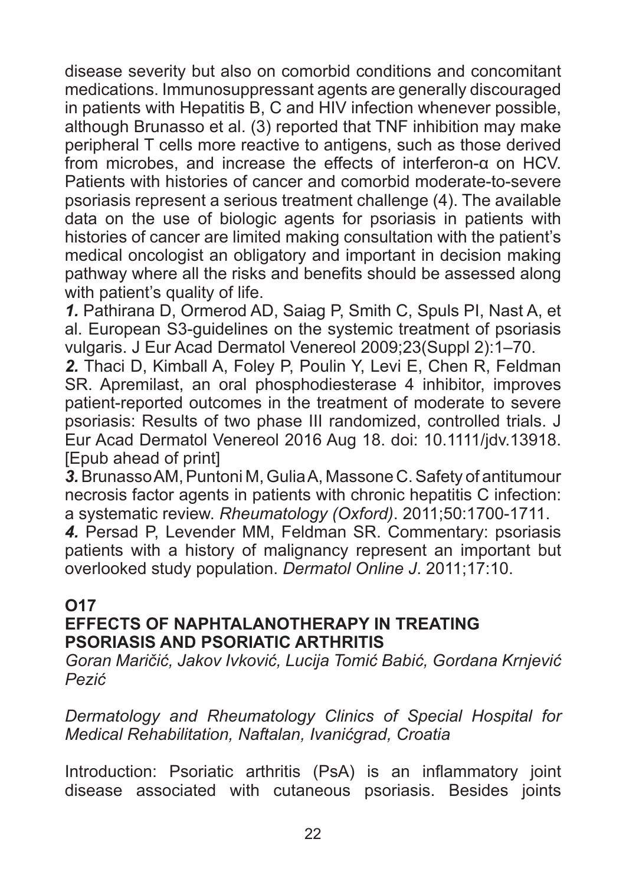disease severity but also on comorbid conditions and concomitant medications. Immunosuppressant agents are generally discouraged in patients with Hepatitis B, C and HIV infection whenever possible, although Brunasso et al. (3) reported that TNF inhibition may make peripheral T cells more reactive to antigens, such as those derived from microbes, and increase the effects of interferon-α on HCV. Patients with histories of cancer and comorbid moderate-to-severe psoriasis represent a serious treatment challenge (4). The available data on the use of biologic agents for psoriasis in patients with histories of cancer are limited making consultation with the patient's medical oncologist an obligatory and important in decision making pathway where all the risks and benefits should be assessed along with patient's quality of life.

***1.*** Pathirana D, Ormerod AD, Saiag P, Smith C, Spuls PI, Nast A, et al. European S3-guidelines on the systemic treatment of psoriasis vulgaris. J Eur Acad Dermatol Venereol 2009;23(Suppl 2):1–70.

***2.*** Thaci D, Kimball A, Foley P, Poulin Y, Levi E, Chen R, Feldman SR. Apremilast, an oral phosphodiesterase 4 inhibitor, improves patient-reported outcomes in the treatment of moderate to severe psoriasis: Results of two phase III randomized, controlled trials. J Eur Acad Dermatol Venereol 2016 Aug 18. doi: 10.1111/jdv.13918. [Epub ahead of print]

***3.*** Brunasso AM, Puntoni M, Gulia A, Massone C. Safety of antitumour necrosis factor agents in patients with chronic hepatitis C infection: a systematic review. *Rheumatology (Oxford)*. 2011;50:1700-1711.

***4.*** Persad P, Levender MM, Feldman SR. Commentary: psoriasis patients with a history of malignancy represent an important but overlooked study population. *Dermatol Online J*. 2011;17:10.

**O17**

**EFFECTS OF NAPHTALANOTHERAPY IN TREATING PSORIASIS AND PSORIATIC ARTHRITIS**

*Goran Maričić, Jakov Ivković, Lucija Tomić Babić, Gordana Krnjević Pezić*

*Dermatology and Rheumatology Clinics of Special Hospital for Medical Rehabilitation, Naftalan, Ivanićgrad, Croatia*

Introduction: Psoriatic arthritis (PsA) is an inflammatory joint disease associated with cutaneous psoriasis. Besides joints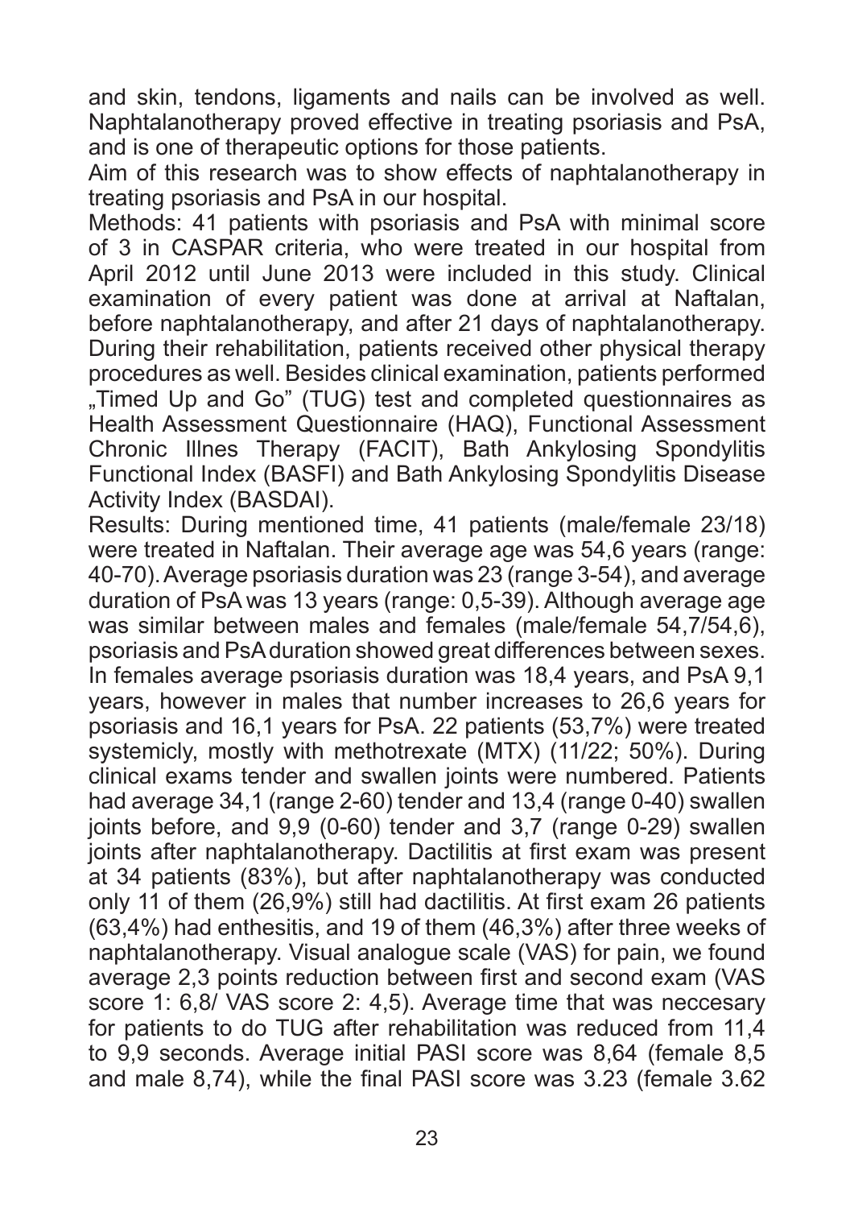and skin, tendons, ligaments and nails can be involved as well. Naphtalanotherapy proved effective in treating psoriasis and PsA, and is one of therapeutic options for those patients.

Aim of this research was to show effects of naphtalanotherapy in treating psoriasis and PsA in our hospital.

Methods: 41 patients with psoriasis and PsA with minimal score of 3 in CASPAR criteria, who were treated in our hospital from April 2012 until June 2013 were included in this study. Clinical examination of every patient was done at arrival at Naftalan, before naphtalanotherapy, and after 21 days of naphtalanotherapy. During their rehabilitation, patients received other physical therapy procedures as well. Besides clinical examination, patients performed „Timed Up and Go" (TUG) test and completed questionnaires as Health Assessment Questionnaire (HAQ), Functional Assessment Chronic Illnes Therapy (FACIT), Bath Ankylosing Spondylitis Functional Index (BASFI) and Bath Ankylosing Spondylitis Disease Activity Index (BASDAI).

Results: During mentioned time, 41 patients (male/female 23/18) were treated in Naftalan. Their average age was 54,6 years (range: 40-70). Average psoriasis duration was 23 (range 3-54), and average duration of PsA was 13 years (range: 0,5-39). Although average age was similar between males and females (male/female 54,7/54,6), psoriasis and PsA duration showed great differences between sexes. In females average psoriasis duration was 18,4 years, and PsA 9,1 years, however in males that number increases to 26,6 years for psoriasis and 16,1 years for PsA. 22 patients (53,7%) were treated systemicly, mostly with methotrexate (MTX) (11/22; 50%). During clinical exams tender and swallen joints were numbered. Patients had average 34,1 (range 2-60) tender and 13,4 (range 0-40) swallen joints before, and 9,9 (0-60) tender and 3,7 (range 0-29) swallen joints after naphtalanotherapy. Dactilitis at first exam was present at 34 patients (83%), but after naphtalanotherapy was conducted only 11 of them (26,9%) still had dactilitis. At first exam 26 patients (63,4%) had enthesitis, and 19 of them (46,3%) after three weeks of naphtalanotherapy. Visual analogue scale (VAS) for pain, we found average 2,3 points reduction between first and second exam (VAS score 1: 6,8/ VAS score 2: 4,5). Average time that was neccesary for patients to do TUG after rehabilitation was reduced from 11,4 to 9,9 seconds. Average initial PASI score was 8,64 (female 8,5 and male 8,74), while the final PASI score was 3.23 (female 3.62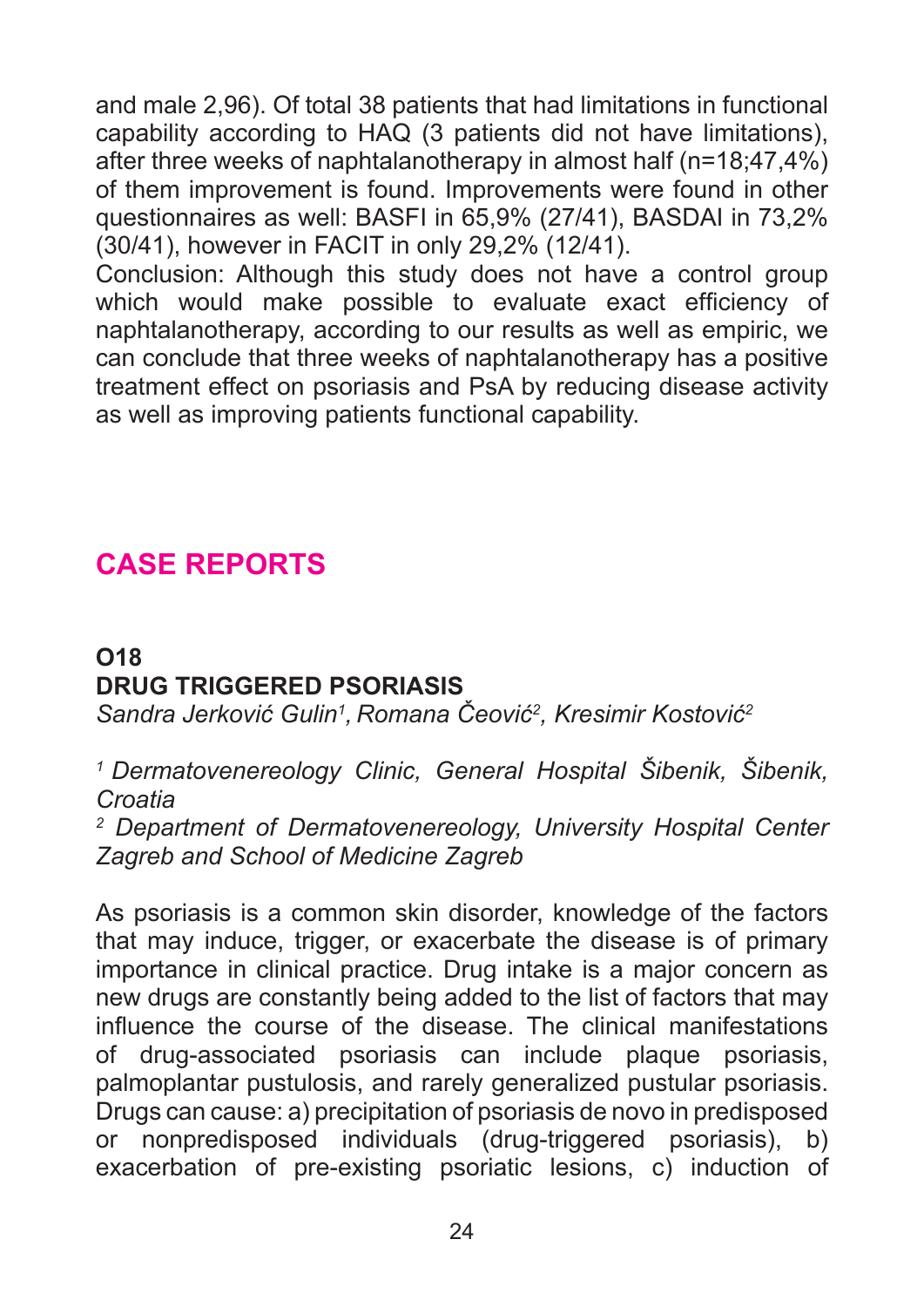and male 2,96). Of total 38 patients that had limitations in functional capability according to HAQ (3 patients did not have limitations), after three weeks of naphtalanotherapy in almost half (n=18;47,4%) of them improvement is found. Improvements were found in other questionnaires as well: BASFI in 65,9% (27/41), BASDAI in 73,2% (30/41), however in FACIT in only 29,2% (12/41).

Conclusion: Although this study does not have a control group which would make possible to evaluate exact efficiency of naphtalanotherapy, according to our results as well as empiric, we can conclude that three weeks of naphtalanotherapy has a positive treatment effect on psoriasis and PsA by reducing disease activity as well as improving patients functional capability.

## CASE REPORTS

### O18
### DRUG TRIGGERED PSORIASIS

*Sandra Jerković Gulin[1], Romana Čeović[2], Kresimir Kostović[2]*

*[1] Dermatovenereology Clinic, General Hospital Šibenik, Šibenik, Croatia*

*[2] Department of Dermatovenereology, University Hospital Center Zagreb and School of Medicine Zagreb*

As psoriasis is a common skin disorder, knowledge of the factors that may induce, trigger, or exacerbate the disease is of primary importance in clinical practice. Drug intake is a major concern as new drugs are constantly being added to the list of factors that may influence the course of the disease. The clinical manifestations of drug-associated psoriasis can include plaque psoriasis, palmoplantar pustulosis, and rarely generalized pustular psoriasis. Drugs can cause: a) precipitation of psoriasis de novo in predisposed or nonpredisposed individuals (drug-triggered psoriasis), b) exacerbation of pre-existing psoriatic lesions, c) induction of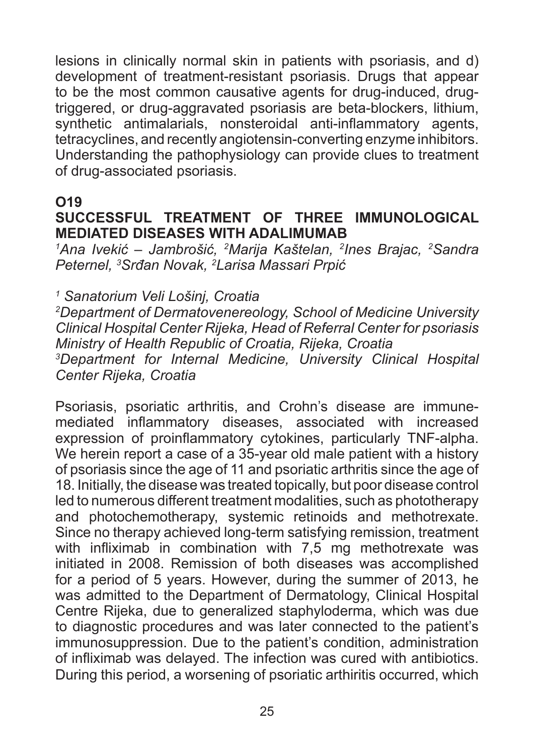lesions in clinically normal skin in patients with psoriasis, and d) development of treatment-resistant psoriasis. Drugs that appear to be the most common causative agents for drug-induced, drug-triggered, or drug-aggravated psoriasis are beta-blockers, lithium, synthetic antimalarials, nonsteroidal anti-inflammatory agents, tetracyclines, and recently angiotensin-converting enzyme inhibitors. Understanding the pathophysiology can provide clues to treatment of drug-associated psoriasis.

**O19**

### SUCCESSFUL TREATMENT OF THREE IMMUNOLOGICAL MEDIATED DISEASES WITH ADALIMUMAB

*[1]Ana Ivekić – Jambrošić, [2]Marija Kaštelan, [2]Ines Brajac, [2]Sandra Peternel, [3]Srđan Novak, [2]Larisa Massari Prpić*

*[1] Sanatorium Veli Lošinj, Croatia*
*[2]Department of Dermatovenereology, School of Medicine University Clinical Hospital Center Rijeka, Head of Referral Center for psoriasis Ministry of Health Republic of Croatia, Rijeka, Croatia*
*[3]Department for Internal Medicine, University Clinical Hospital Center Rijeka, Croatia*

Psoriasis, psoriatic arthritis, and Crohn's disease are immune-mediated inflammatory diseases, associated with increased expression of proinflammatory cytokines, particularly TNF-alpha. We herein report a case of a 35-year old male patient with a history of psoriasis since the age of 11 and psoriatic arthritis since the age of 18. Initially, the disease was treated topically, but poor disease control led to numerous different treatment modalities, such as phototherapy and photochemotherapy, systemic retinoids and methotrexate. Since no therapy achieved long-term satisfying remission, treatment with infliximab in combination with 7,5 mg methotrexate was initiated in 2008. Remission of both diseases was accomplished for a period of 5 years. However, during the summer of 2013, he was admitted to the Department of Dermatology, Clinical Hospital Centre Rijeka, due to generalized staphyloderma, which was due to diagnostic procedures and was later connected to the patient's immunosuppression. Due to the patient's condition, administration of infliximab was delayed. The infection was cured with antibiotics. During this period, a worsening of psoriatic arthiritis occurred, which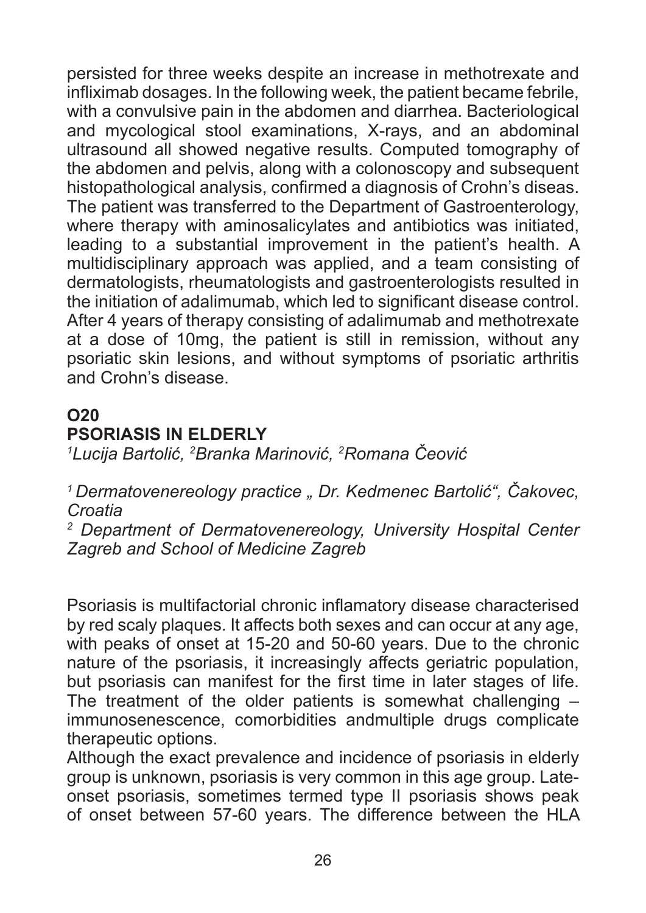persisted for three weeks despite an increase in methotrexate and infliximab dosages. In the following week, the patient became febrile, with a convulsive pain in the abdomen and diarrhea. Bacteriological and mycological stool examinations, X-rays, and an abdominal ultrasound all showed negative results. Computed tomography of the abdomen and pelvis, along with a colonoscopy and subsequent histopathological analysis, confirmed a diagnosis of Crohn's diseas. The patient was transferred to the Department of Gastroenterology, where therapy with aminosalicylates and antibiotics was initiated, leading to a substantial improvement in the patient's health. A multidisciplinary approach was applied, and a team consisting of dermatologists, rheumatologists and gastroenterologists resulted in the initiation of adalimumab, which led to significant disease control. After 4 years of therapy consisting of adalimumab and methotrexate at a dose of 10mg, the patient is still in remission, without any psoriatic skin lesions, and without symptoms of psoriatic arthritis and Crohn's disease.

## O20
## PSORIASIS IN ELDERLY

*[1]Lucija Bartolić, [2]Branka Marinović, [2]Romana Čeović*

*[1] Dermatovenereology practice „ Dr. Kedmenec Bartolić", Čakovec, Croatia*

*[2] Department of Dermatovenereology, University Hospital Center Zagreb and School of Medicine Zagreb*

Psoriasis is multifactorial chronic inflamatory disease characterised by red scaly plaques. It affects both sexes and can occur at any age, with peaks of onset at 15-20 and 50-60 years. Due to the chronic nature of the psoriasis, it increasingly affects geriatric population, but psoriasis can manifest for the first time in later stages of life. The treatment of the older patients is somewhat challenging – immunosenescence, comorbidities andmultiple drugs complicate therapeutic options.

Although the exact prevalence and incidence of psoriasis in elderly group is unknown, psoriasis is very common in this age group. Late-onset psoriasis, sometimes termed type II psoriasis shows peak of onset between 57-60 years. The difference between the HLA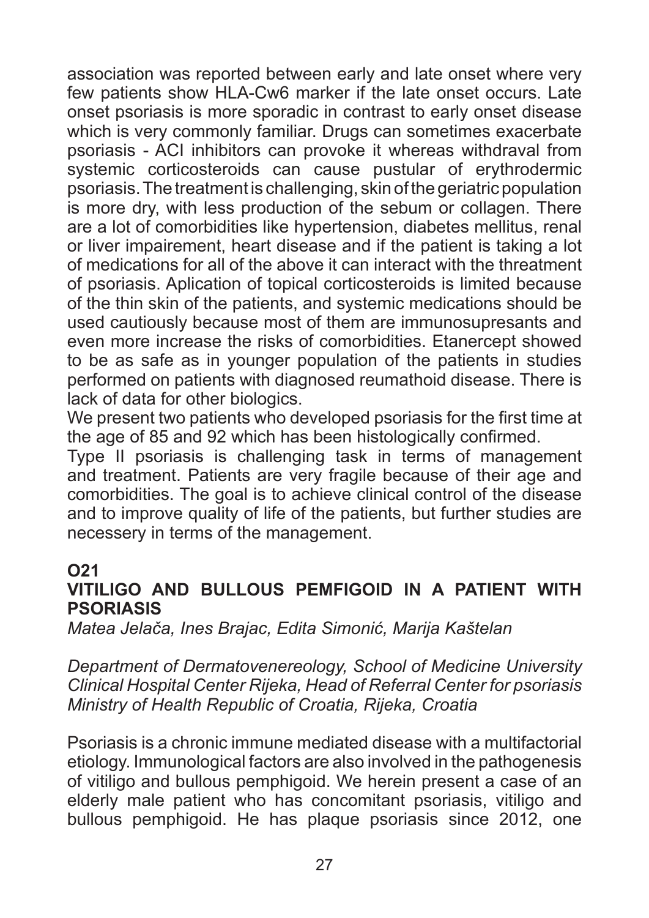association was reported between early and late onset where very few patients show HLA-Cw6 marker if the late onset occurs. Late onset psoriasis is more sporadic in contrast to early onset disease which is very commonly familiar. Drugs can sometimes exacerbate psoriasis - ACI inhibitors can provoke it whereas withdraval from systemic corticosteroids can cause pustular of erythrodermic psoriasis. The treatment is challenging, skin of the geriatric population is more dry, with less production of the sebum or collagen. There are a lot of comorbidities like hypertension, diabetes mellitus, renal or liver impairement, heart disease and if the patient is taking a lot of medications for all of the above it can interact with the threatment of psoriasis. Aplication of topical corticosteroids is limited because of the thin skin of the patients, and systemic medications should be used cautiously because most of them are immunosupresants and even more increase the risks of comorbidities. Etanercept showed to be as safe as in younger population of the patients in studies performed on patients with diagnosed reumathoid disease. There is lack of data for other biologics.

We present two patients who developed psoriasis for the first time at the age of 85 and 92 which has been histologically confirmed.

Type II psoriasis is challenging task in terms of management and treatment. Patients are very fragile because of their age and comorbidities. The goal is to achieve clinical control of the disease and to improve quality of life of the patients, but further studies are necessery in terms of the management.

## O21
## VITILIGO AND BULLOUS PEMFIGOID IN A PATIENT WITH PSORIASIS

*Matea Jelača, Ines Brajac, Edita Simonić, Marija Kaštelan*

*Department of Dermatovenereology, School of Medicine University Clinical Hospital Center Rijeka, Head of Referral Center for psoriasis Ministry of Health Republic of Croatia, Rijeka, Croatia*

Psoriasis is a chronic immune mediated disease with a multifactorial etiology. Immunological factors are also involved in the pathogenesis of vitiligo and bullous pemphigoid. We herein present a case of an elderly male patient who has concomitant psoriasis, vitiligo and bullous pemphigoid. He has plaque psoriasis since 2012, one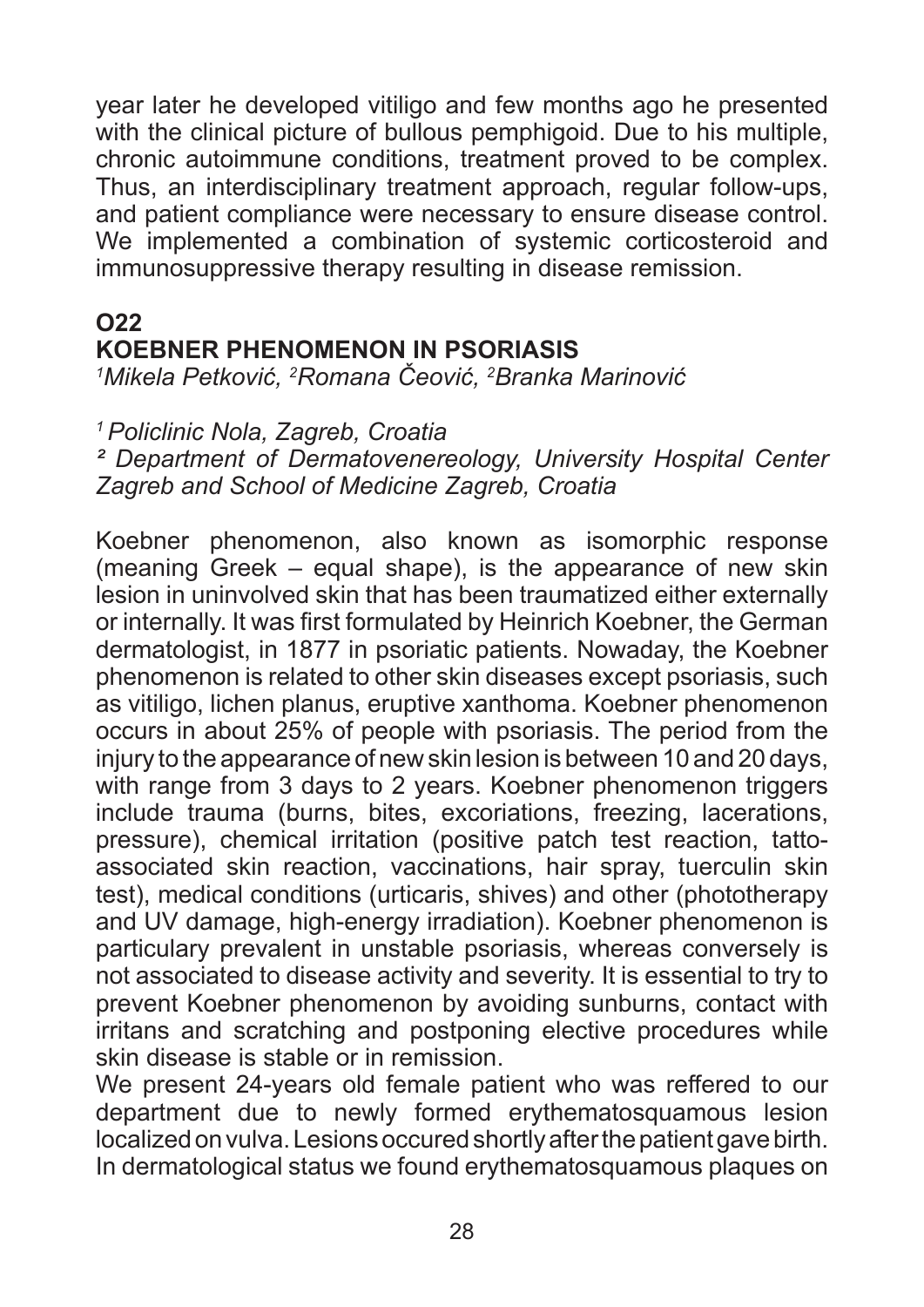year later he developed vitiligo and few months ago he presented with the clinical picture of bullous pemphigoid. Due to his multiple, chronic autoimmune conditions, treatment proved to be complex. Thus, an interdisciplinary treatment approach, regular follow-ups, and patient compliance were necessary to ensure disease control. We implemented a combination of systemic corticosteroid and immunosuppressive therapy resulting in disease remission.

## O22
## KOEBNER PHENOMENON IN PSORIASIS

*[1]Mikela Petković, [2]Romana Čeović, [2]Branka Marinović*

*[1] Policlinic Nola, Zagreb, Croatia*
*[2] Department of Dermatovenereology, University Hospital Center Zagreb and School of Medicine Zagreb, Croatia*

Koebner phenomenon, also known as isomorphic response (meaning Greek – equal shape), is the appearance of new skin lesion in uninvolved skin that has been traumatized either externally or internally. It was first formulated by Heinrich Koebner, the German dermatologist, in 1877 in psoriatic patients. Nowaday, the Koebner phenomenon is related to other skin diseases except psoriasis, such as vitiligo, lichen planus, eruptive xanthoma. Koebner phenomenon occurs in about 25% of people with psoriasis. The period from the injury to the appearance of new skin lesion is between 10 and 20 days, with range from 3 days to 2 years. Koebner phenomenon triggers include trauma (burns, bites, excoriations, freezing, lacerations, pressure), chemical irritation (positive patch test reaction, tatto-associated skin reaction, vaccinations, hair spray, tuerculin skin test), medical conditions (urticaris, shives) and other (phototherapy and UV damage, high-energy irradiation). Koebner phenomenon is particulary prevalent in unstable psoriasis, whereas conversely is not associated to disease activity and severity. It is essential to try to prevent Koebner phenomenon by avoiding sunburns, contact with irritans and scratching and postponing elective procedures while skin disease is stable or in remission.

We present 24-years old female patient who was reffered to our department due to newly formed erythematosquamous lesion localized on vulva. Lesions occured shortly after the patient gave birth. In dermatological status we found erythematosquamous plaques on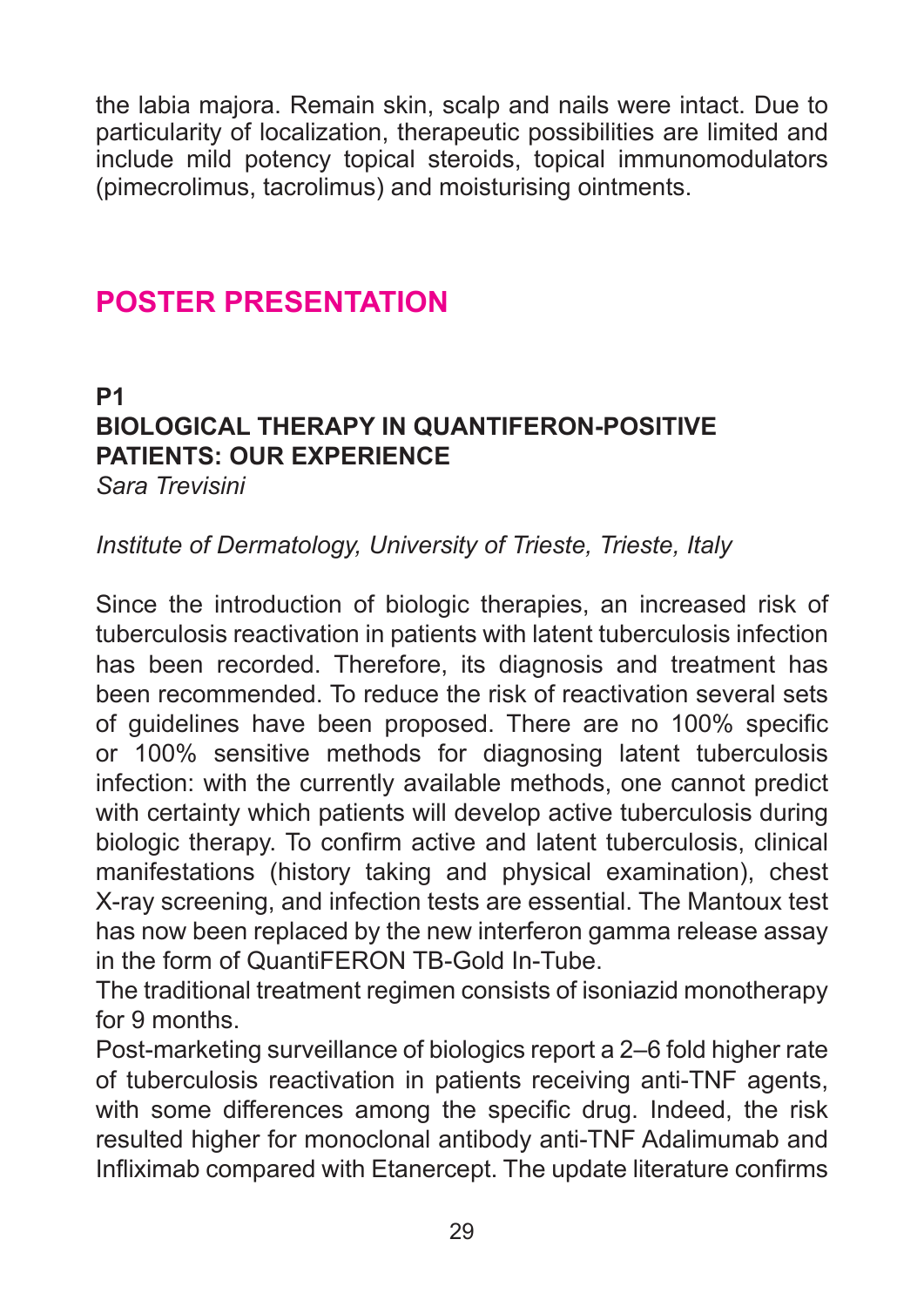the labia majora. Remain skin, scalp and nails were intact. Due to particularity of localization, therapeutic possibilities are limited and include mild potency topical steroids, topical immunomodulators (pimecrolimus, tacrolimus) and moisturising ointments.

## POSTER PRESENTATION

### P1
### BIOLOGICAL THERAPY IN QUANTIFERON-POSITIVE PATIENTS: OUR EXPERIENCE

*Sara Trevisini*

*Institute of Dermatology, University of Trieste, Trieste, Italy*

Since the introduction of biologic therapies, an increased risk of tuberculosis reactivation in patients with latent tuberculosis infection has been recorded. Therefore, its diagnosis and treatment has been recommended. To reduce the risk of reactivation several sets of guidelines have been proposed. There are no 100% specific or 100% sensitive methods for diagnosing latent tuberculosis infection: with the currently available methods, one cannot predict with certainty which patients will develop active tuberculosis during biologic therapy. To confirm active and latent tuberculosis, clinical manifestations (history taking and physical examination), chest X-ray screening, and infection tests are essential. The Mantoux test has now been replaced by the new interferon gamma release assay in the form of QuantiFERON TB-Gold In-Tube.

The traditional treatment regimen consists of isoniazid monotherapy for 9 months.

Post-marketing surveillance of biologics report a 2–6 fold higher rate of tuberculosis reactivation in patients receiving anti-TNF agents, with some differences among the specific drug. Indeed, the risk resulted higher for monoclonal antibody anti-TNF Adalimumab and Infliximab compared with Etanercept. The update literature confirms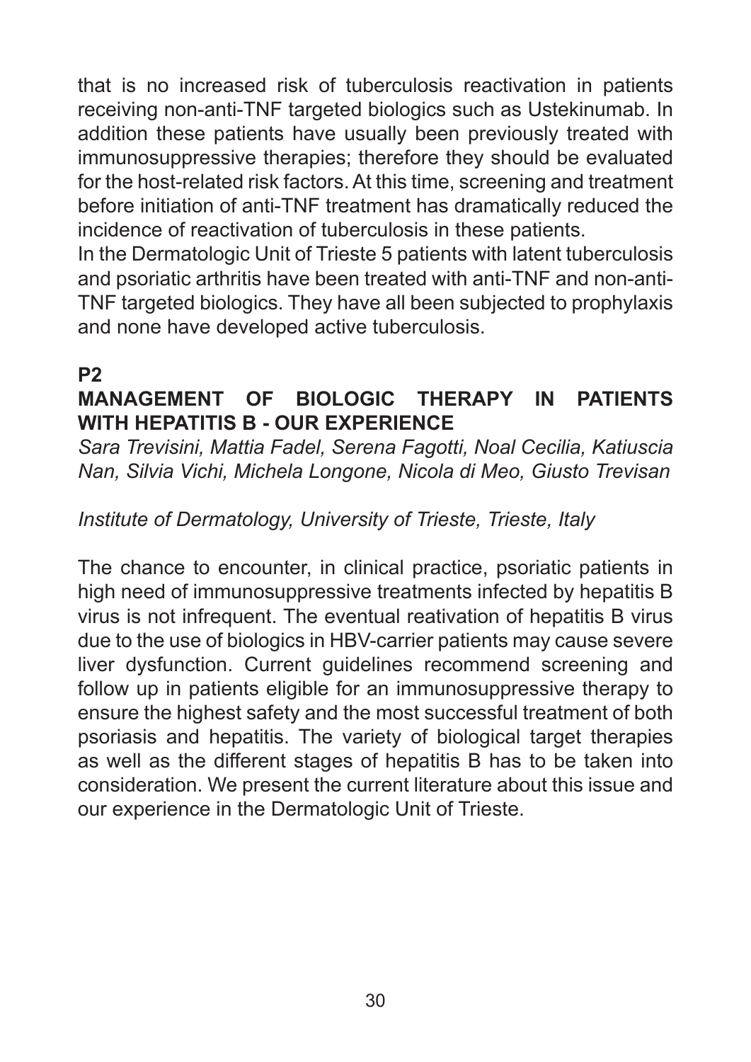that is no increased risk of tuberculosis reactivation in patients receiving non-anti-TNF targeted biologics such as Ustekinumab. In addition these patients have usually been previously treated with immunosuppressive therapies; therefore they should be evaluated for the host-related risk factors. At this time, screening and treatment before initiation of anti-TNF treatment has dramatically reduced the incidence of reactivation of tuberculosis in these patients.

In the Dermatologic Unit of Trieste 5 patients with latent tuberculosis and psoriatic arthritis have been treated with anti-TNF and non-anti-TNF targeted biologics. They have all been subjected to prophylaxis and none have developed active tuberculosis.

**P2**

## MANAGEMENT OF BIOLOGIC THERAPY IN PATIENTS WITH HEPATITIS B - OUR EXPERIENCE

*Sara Trevisini, Mattia Fadel, Serena Fagotti, Noal Cecilia, Katiuscia Nan, Silvia Vichi, Michela Longone, Nicola di Meo, Giusto Trevisan*

*Institute of Dermatology, University of Trieste, Trieste, Italy*

The chance to encounter, in clinical practice, psoriatic patients in high need of immunosuppressive treatments infected by hepatitis B virus is not infrequent. The eventual reativation of hepatitis B virus due to the use of biologics in HBV-carrier patients may cause severe liver dysfunction. Current guidelines recommend screening and follow up in patients eligible for an immunosuppressive therapy to ensure the highest safety and the most successful treatment of both psoriasis and hepatitis. The variety of biological target therapies as well as the different stages of hepatitis B has to be taken into consideration. We present the current literature about this issue and our experience in the Dermatologic Unit of Trieste.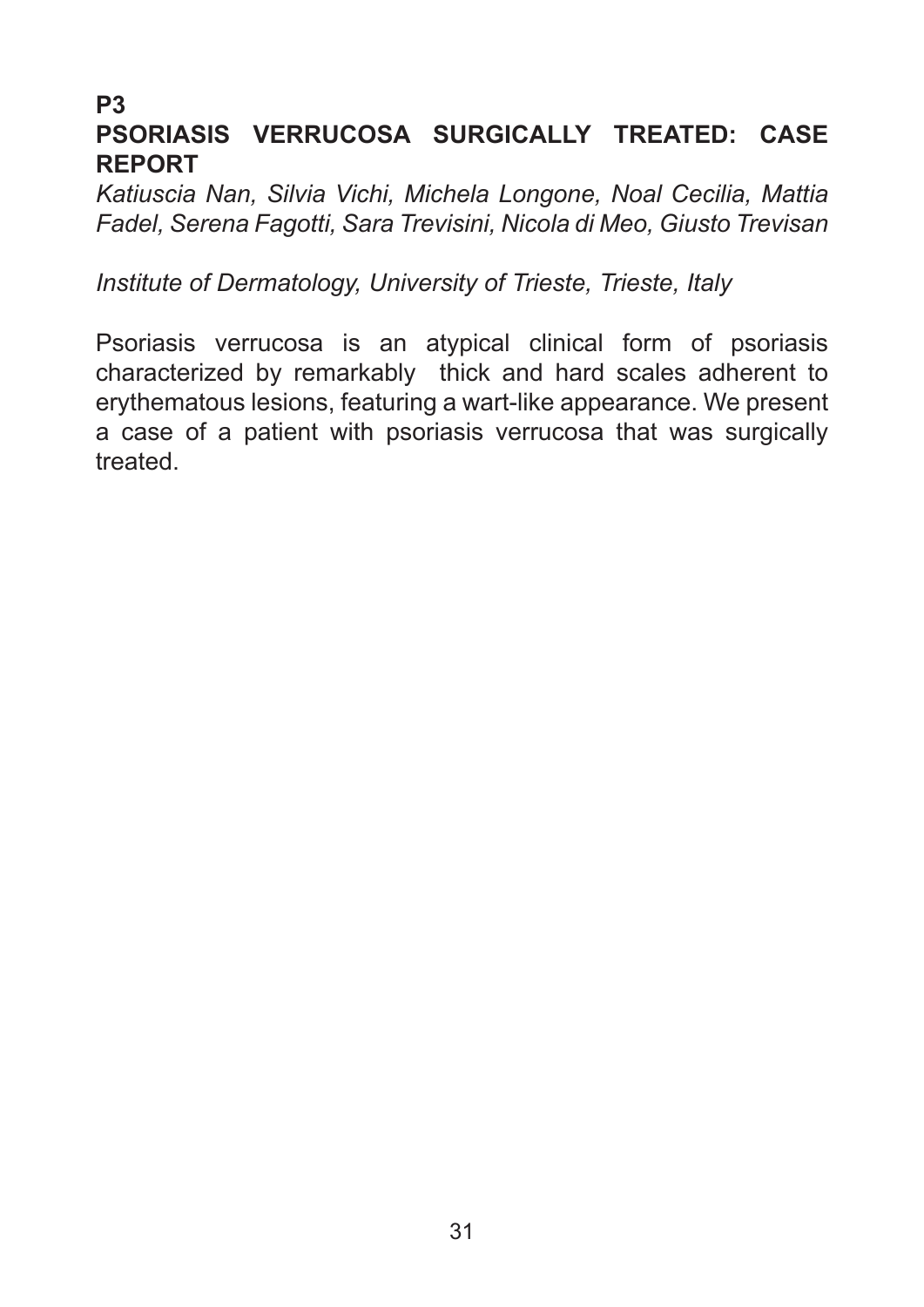**P3**

## PSORIASIS VERRUCOSA SURGICALLY TREATED: CASE REPORT

*Katiuscia Nan, Silvia Vichi, Michela Longone, Noal Cecilia, Mattia Fadel, Serena Fagotti, Sara Trevisini, Nicola di Meo, Giusto Trevisan*

*Institute of Dermatology, University of Trieste, Trieste, Italy*

Psoriasis verrucosa is an atypical clinical form of psoriasis characterized by remarkably thick and hard scales adherent to erythematous lesions, featuring a wart-like appearance. We present a case of a patient with psoriasis verrucosa that was surgically treated.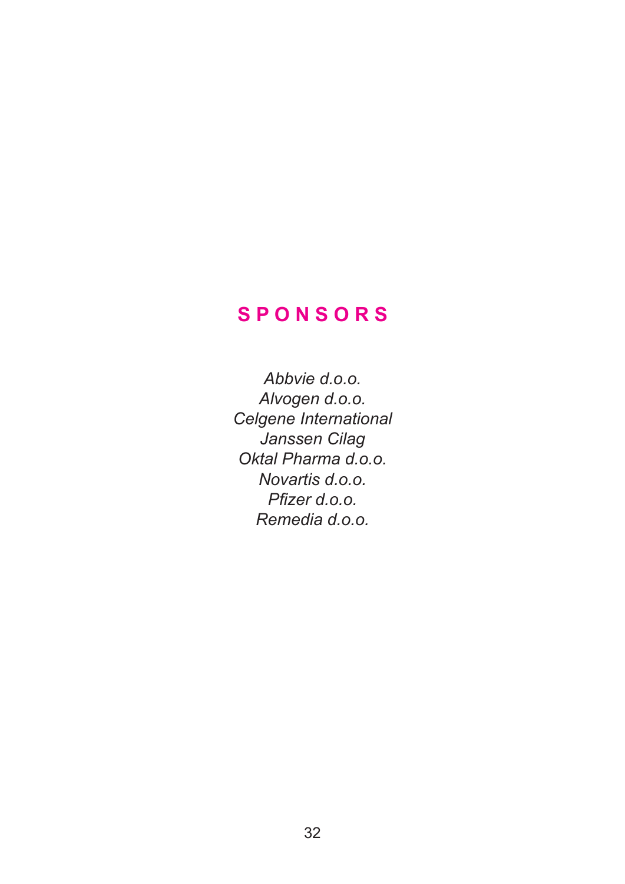# SPONSORS

*Abbvie d.o.o.*
*Alvogen d.o.o.*
*Celgene International*
*Janssen Cilag*
*Oktal Pharma d.o.o.*
*Novartis d.o.o.*
*Pfizer d.o.o.*
*Remedia d.o.o.*